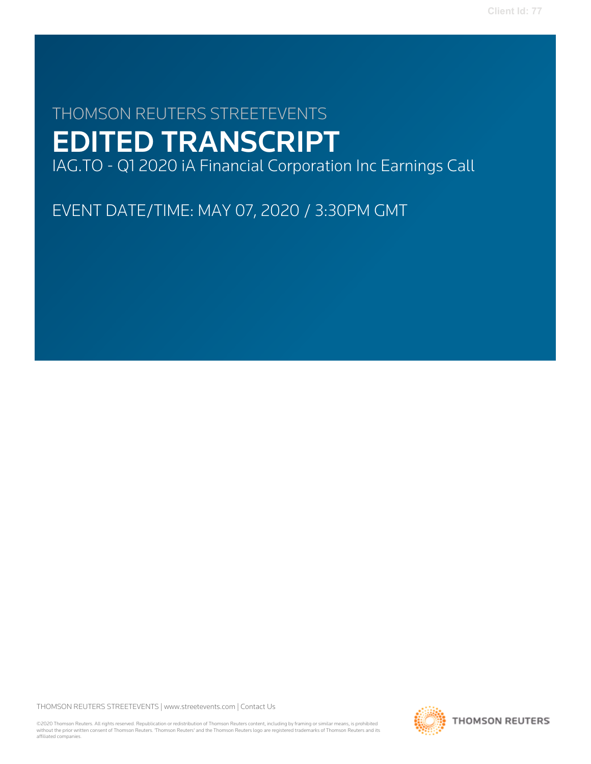THOMSON REUTERS STREETEVENTS

# EDITED TRANSCRIPT

IAG.TO - Q1 2020 iA Financial Corporation Inc Earnings Call

EVENT DATE/TIME: MAY 07, 2020 / 3:30PM GMT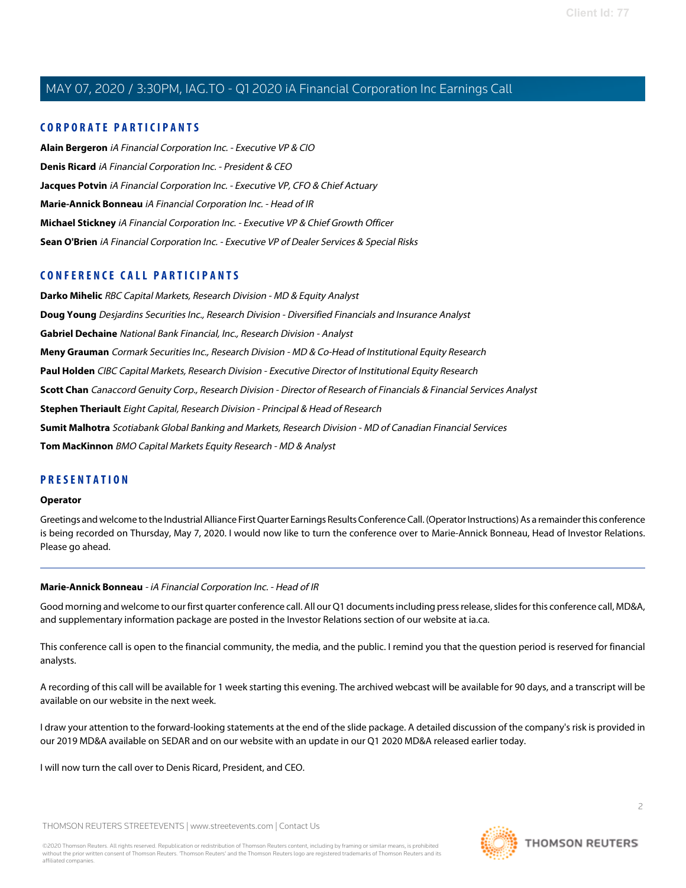## CORPORATE PARTICIPANTS

**Alain Bergeron** *iA Financial Corporation Inc. - Executive VP & CIO*

**Denis Ricard** *iA Financial Corporation Inc. - President & CEO*

**Jacques Potvin** *iA Financial Corporation Inc. - Executive VP, CFO & Chief Actuary*

**Marie-Annick Bonneau** *iA Financial Corporation Inc. - Head of IR*

**Michael Stickney** *iA Financial Corporation Inc. - Executive VP & Chief Growth Officer*

**Sean O'Brien** *iA Financial Corporation Inc. - Executive VP of Dealer Services & Special Risks*

## CONFERENCE CALL PARTICIPANTS

**Darko Mihelic** *RBC Capital Markets, Research Division - MD & Equity Analyst*

**Doug Young** *Desjardins Securities Inc., Research Division - Diversified Financials and Insurance Analyst*

**Gabriel Dechaine** *National Bank Financial, Inc., Research Division - Analyst*

**Meny Grauman** *Cormark Securities Inc., Research Division - MD & Co-Head of Institutional Equity Research*

**Paul Holden** *CIBC Capital Markets, Research Division - Executive Director of Institutional Equity Research*

**Scott Chan** *Canaccord Genuity Corp., Research Division - Director of Research of Financials & Financial Services Analyst*

**Stephen Theriault** *Eight Capital, Research Division - Principal & Head of Research*

**Sumit Malhotra** *Scotiabank Global Banking and Markets, Research Division - MD of Canadian Financial Services*

**Tom MacKinnon** *BMO Capital Markets Equity Research - MD & Analyst*

## PRESENTATION

**Operator**

Greetings and welcome to the Industrial Alliance First Quarter Earnings Results Conference Call. (Operator Instructions) As a remainder this conference is being recorded on Thursday, May 7, 2020. I would now like to turn the conference over to Marie-Annick Bonneau, Head of Investor Relations. Please go ahead.

---

**Marie-Annick Bonneau** - *iA Financial Corporation Inc. - Head of IR*

Good morning and welcome to our first quarter conference call. All our Q1 documents including press release, slides for this conference call, MD&A, and supplementary information package are posted in the Investor Relations section of our website at ia.ca.

This conference call is open to the financial community, the media, and the public. I remind you that the question period is reserved for financial analysts.

A recording of this call will be available for 1 week starting this evening. The archived webcast will be available for 90 days, and a transcript will be available on our website in the next week.

I draw your attention to the forward-looking statements at the end of the slide package. A detailed discussion of the company's risk is provided in our 2019 MD&A available on SEDAR and on our website with an update in our Q1 2020 MD&A released earlier today.

I will now turn the call over to Denis Ricard, President, and CEO.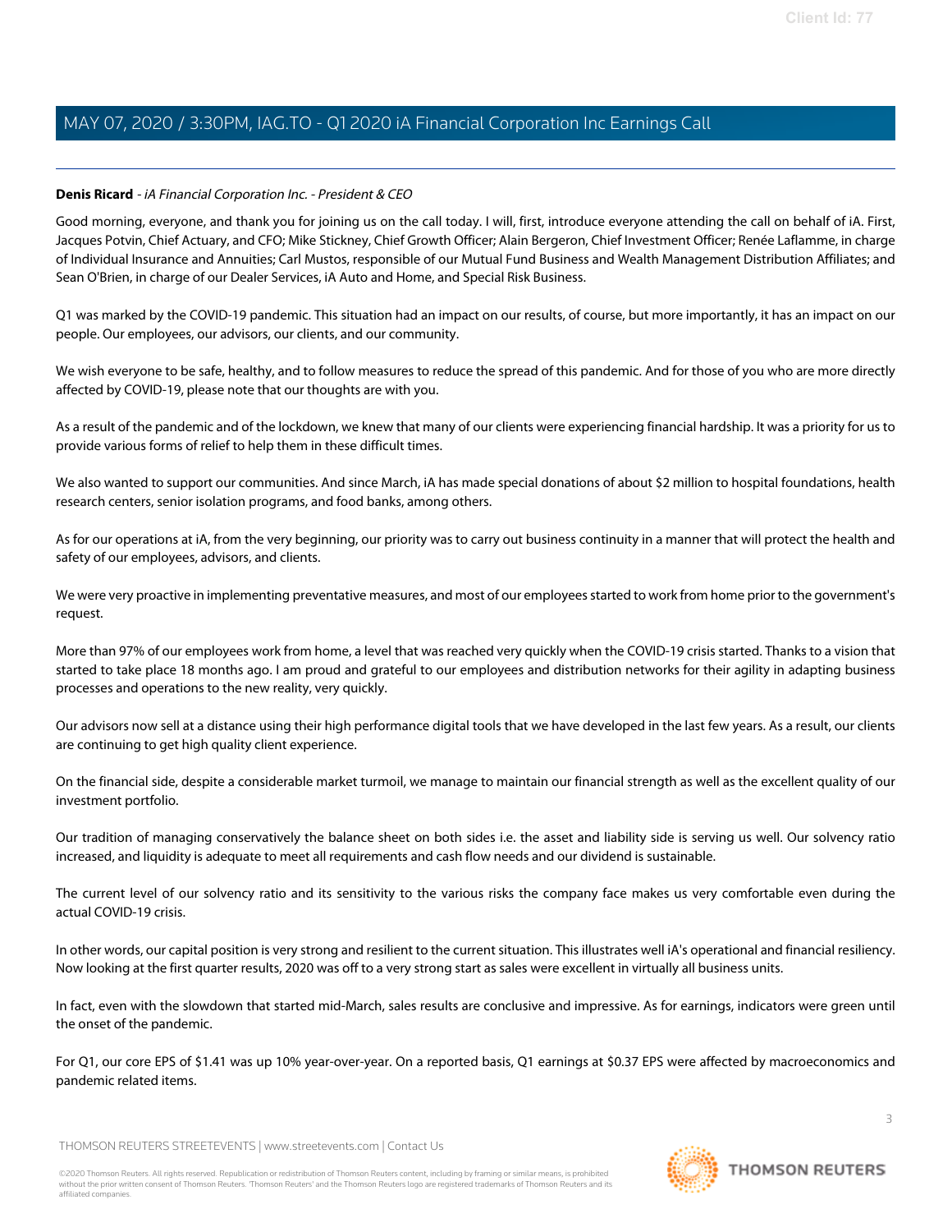**Denis Ricard** - *iA Financial Corporation Inc. - President & CEO*

Good morning, everyone, and thank you for joining us on the call today. I will, first, introduce everyone attending the call on behalf of iA. First, Jacques Potvin, Chief Actuary, and CFO; Mike Stickney, Chief Growth Officer; Alain Bergeron, Chief Investment Officer; Renée Laflamme, in charge of Individual Insurance and Annuities; Carl Mustos, responsible of our Mutual Fund Business and Wealth Management Distribution Affiliates; and Sean O'Brien, in charge of our Dealer Services, iA Auto and Home, and Special Risk Business.

Q1 was marked by the COVID-19 pandemic. This situation had an impact on our results, of course, but more importantly, it has an impact on our people. Our employees, our advisors, our clients, and our community.

We wish everyone to be safe, healthy, and to follow measures to reduce the spread of this pandemic. And for those of you who are more directly affected by COVID-19, please note that our thoughts are with you.

As a result of the pandemic and of the lockdown, we knew that many of our clients were experiencing financial hardship. It was a priority for us to provide various forms of relief to help them in these difficult times.

We also wanted to support our communities. And since March, iA has made special donations of about $2 million to hospital foundations, health research centers, senior isolation programs, and food banks, among others.

As for our operations at iA, from the very beginning, our priority was to carry out business continuity in a manner that will protect the health and safety of our employees, advisors, and clients.

We were very proactive in implementing preventative measures, and most of our employees started to work from home prior to the government's request.

More than 97% of our employees work from home, a level that was reached very quickly when the COVID-19 crisis started. Thanks to a vision that started to take place 18 months ago. I am proud and grateful to our employees and distribution networks for their agility in adapting business processes and operations to the new reality, very quickly.

Our advisors now sell at a distance using their high performance digital tools that we have developed in the last few years. As a result, our clients are continuing to get high quality client experience.

On the financial side, despite a considerable market turmoil, we manage to maintain our financial strength as well as the excellent quality of our investment portfolio.

Our tradition of managing conservatively the balance sheet on both sides i.e. the asset and liability side is serving us well. Our solvency ratio increased, and liquidity is adequate to meet all requirements and cash flow needs and our dividend is sustainable.

The current level of our solvency ratio and its sensitivity to the various risks the company face makes us very comfortable even during the actual COVID-19 crisis.

In other words, our capital position is very strong and resilient to the current situation. This illustrates well iA's operational and financial resiliency. Now looking at the first quarter results, 2020 was off to a very strong start as sales were excellent in virtually all business units.

In fact, even with the slowdown that started mid-March, sales results are conclusive and impressive. As for earnings, indicators were green until the onset of the pandemic.

For Q1, our core EPS of $1.41 was up 10% year-over-year. On a reported basis, Q1 earnings at $0.37 EPS were affected by macroeconomics and pandemic related items.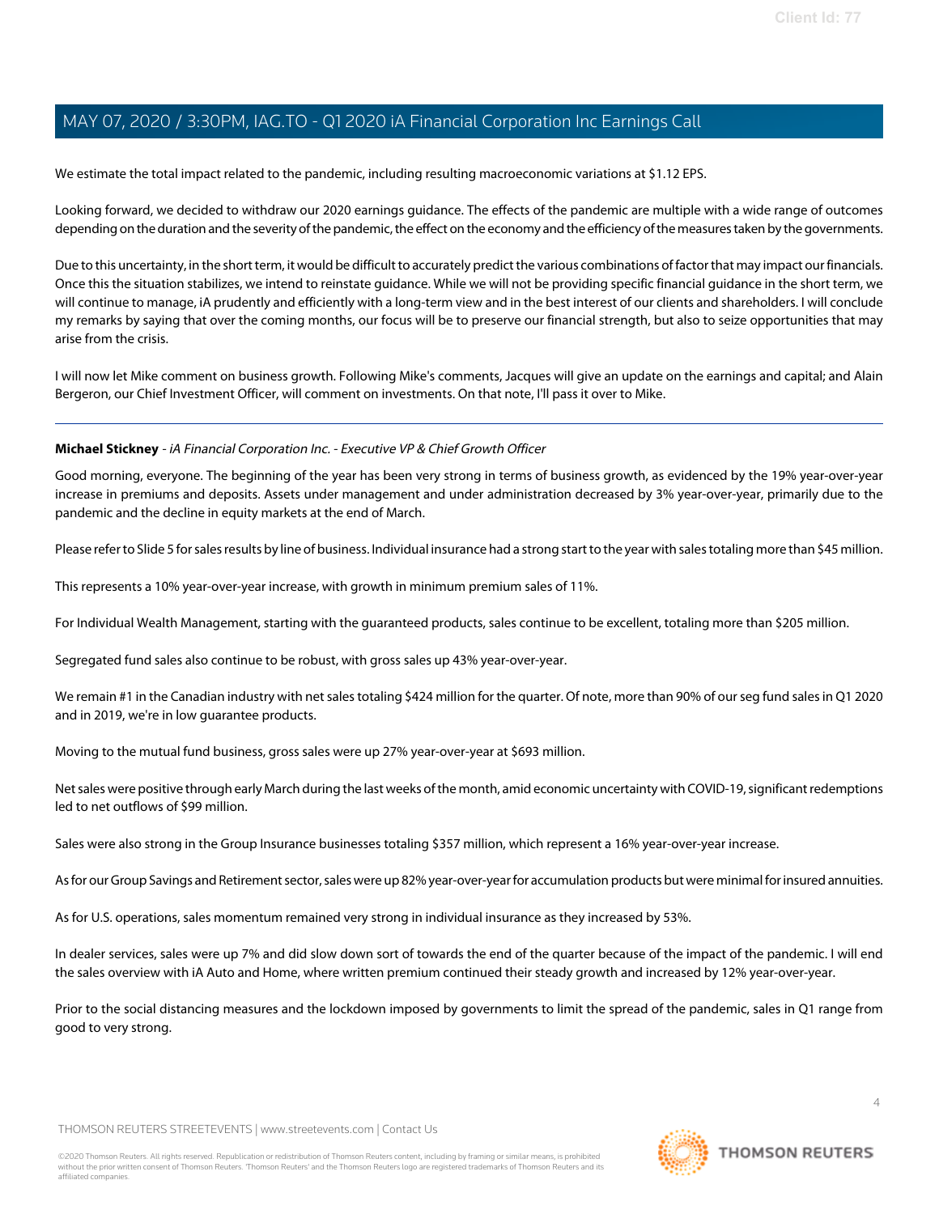We estimate the total impact related to the pandemic, including resulting macroeconomic variations at $1.12 EPS.

Looking forward, we decided to withdraw our 2020 earnings guidance. The effects of the pandemic are multiple with a wide range of outcomes depending on the duration and the severity of the pandemic, the effect on the economy and the efficiency of the measures taken by the governments.

Due to this uncertainty, in the short term, it would be difficult to accurately predict the various combinations of factor that may impact our financials. Once this the situation stabilizes, we intend to reinstate guidance. While we will not be providing specific financial guidance in the short term, we will continue to manage, iA prudently and efficiently with a long-term view and in the best interest of our clients and shareholders. I will conclude my remarks by saying that over the coming months, our focus will be to preserve our financial strength, but also to seize opportunities that may arise from the crisis.

I will now let Mike comment on business growth. Following Mike's comments, Jacques will give an update on the earnings and capital; and Alain Bergeron, our Chief Investment Officer, will comment on investments. On that note, I'll pass it over to Mike.

---

**Michael Stickney** - *iA Financial Corporation Inc. - Executive VP & Chief Growth Officer*

Good morning, everyone. The beginning of the year has been very strong in terms of business growth, as evidenced by the 19% year-over-year increase in premiums and deposits. Assets under management and under administration decreased by 3% year-over-year, primarily due to the pandemic and the decline in equity markets at the end of March.

Please refer to Slide 5 for sales results by line of business. Individual insurance had a strong start to the year with sales totaling more than $45 million.

This represents a 10% year-over-year increase, with growth in minimum premium sales of 11%.

For Individual Wealth Management, starting with the guaranteed products, sales continue to be excellent, totaling more than $205 million.

Segregated fund sales also continue to be robust, with gross sales up 43% year-over-year.

We remain #1 in the Canadian industry with net sales totaling $424 million for the quarter. Of note, more than 90% of our seg fund sales in Q1 2020 and in 2019, we're in low guarantee products.

Moving to the mutual fund business, gross sales were up 27% year-over-year at $693 million.

Net sales were positive through early March during the last weeks of the month, amid economic uncertainty with COVID-19, significant redemptions led to net outflows of $99 million.

Sales were also strong in the Group Insurance businesses totaling $357 million, which represent a 16% year-over-year increase.

As for our Group Savings and Retirement sector, sales were up 82% year-over-year for accumulation products but were minimal for insured annuities.

As for U.S. operations, sales momentum remained very strong in individual insurance as they increased by 53%.

In dealer services, sales were up 7% and did slow down sort of towards the end of the quarter because of the impact of the pandemic. I will end the sales overview with iA Auto and Home, where written premium continued their steady growth and increased by 12% year-over-year.

Prior to the social distancing measures and the lockdown imposed by governments to limit the spread of the pandemic, sales in Q1 range from good to very strong.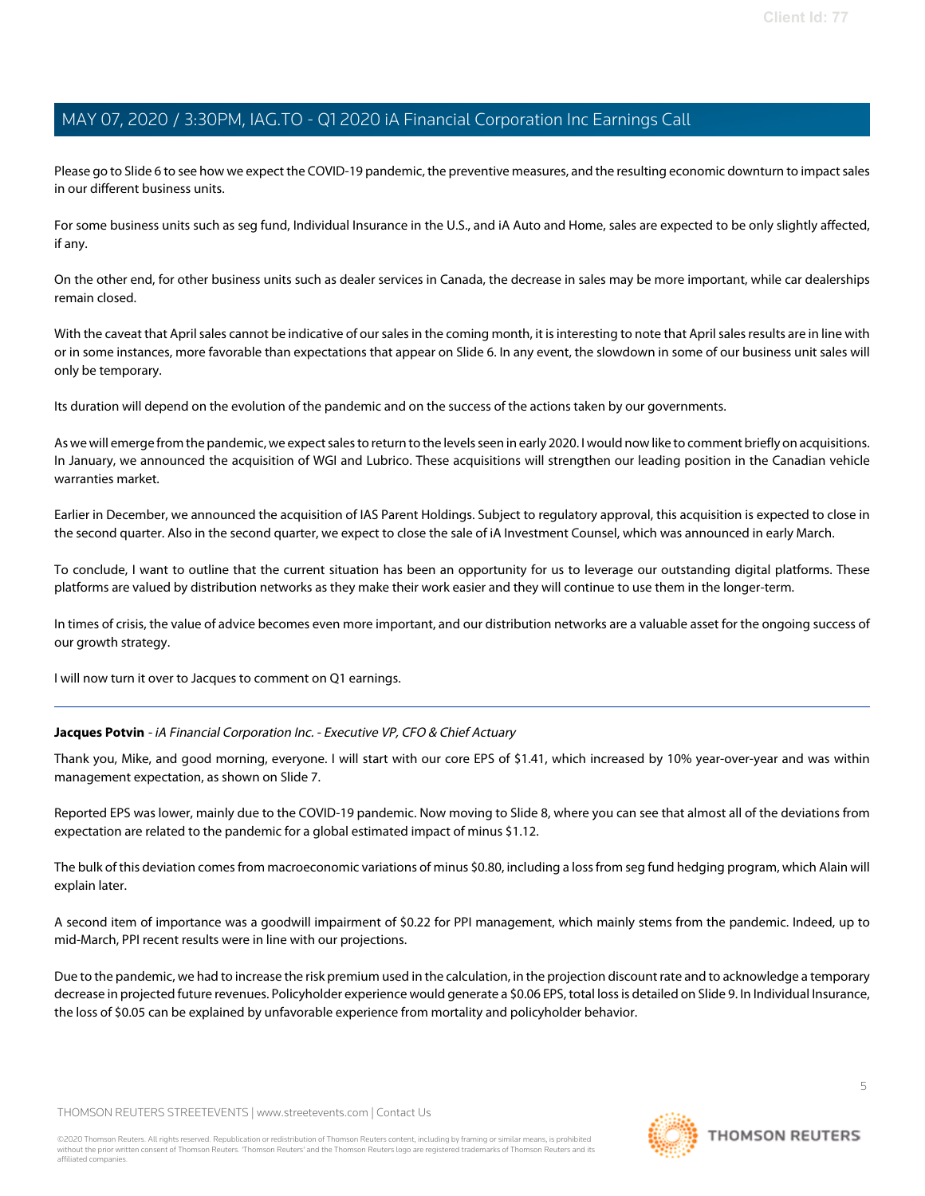Please go to Slide 6 to see how we expect the COVID-19 pandemic, the preventive measures, and the resulting economic downturn to impact sales in our different business units.

For some business units such as seg fund, Individual Insurance in the U.S., and iA Auto and Home, sales are expected to be only slightly affected, if any.

On the other end, for other business units such as dealer services in Canada, the decrease in sales may be more important, while car dealerships remain closed.

With the caveat that April sales cannot be indicative of our sales in the coming month, it is interesting to note that April sales results are in line with or in some instances, more favorable than expectations that appear on Slide 6. In any event, the slowdown in some of our business unit sales will only be temporary.

Its duration will depend on the evolution of the pandemic and on the success of the actions taken by our governments.

As we will emerge from the pandemic, we expect sales to return to the levels seen in early 2020. I would now like to comment briefly on acquisitions. In January, we announced the acquisition of WGI and Lubrico. These acquisitions will strengthen our leading position in the Canadian vehicle warranties market.

Earlier in December, we announced the acquisition of IAS Parent Holdings. Subject to regulatory approval, this acquisition is expected to close in the second quarter. Also in the second quarter, we expect to close the sale of iA Investment Counsel, which was announced in early March.

To conclude, I want to outline that the current situation has been an opportunity for us to leverage our outstanding digital platforms. These platforms are valued by distribution networks as they make their work easier and they will continue to use them in the longer-term.

In times of crisis, the value of advice becomes even more important, and our distribution networks are a valuable asset for the ongoing success of our growth strategy.

I will now turn it over to Jacques to comment on Q1 earnings.

---

**Jacques Potvin** - *iA Financial Corporation Inc. - Executive VP, CFO & Chief Actuary*

Thank you, Mike, and good morning, everyone. I will start with our core EPS of $1.41, which increased by 10% year-over-year and was within management expectation, as shown on Slide 7.

Reported EPS was lower, mainly due to the COVID-19 pandemic. Now moving to Slide 8, where you can see that almost all of the deviations from expectation are related to the pandemic for a global estimated impact of minus $1.12.

The bulk of this deviation comes from macroeconomic variations of minus $0.80, including a loss from seg fund hedging program, which Alain will explain later.

A second item of importance was a goodwill impairment of $0.22 for PPI management, which mainly stems from the pandemic. Indeed, up to mid-March, PPI recent results were in line with our projections.

Due to the pandemic, we had to increase the risk premium used in the calculation, in the projection discount rate and to acknowledge a temporary decrease in projected future revenues. Policyholder experience would generate a $0.06 EPS, total loss is detailed on Slide 9. In Individual Insurance, the loss of $0.05 can be explained by unfavorable experience from mortality and policyholder behavior.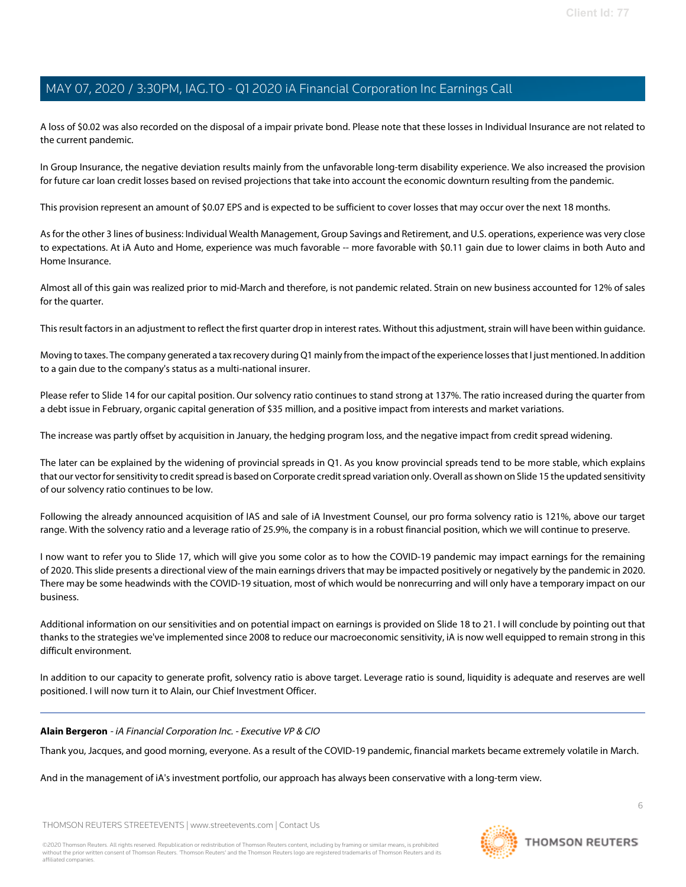A loss of $0.02 was also recorded on the disposal of a impair private bond. Please note that these losses in Individual Insurance are not related to the current pandemic.

In Group Insurance, the negative deviation results mainly from the unfavorable long-term disability experience. We also increased the provision for future car loan credit losses based on revised projections that take into account the economic downturn resulting from the pandemic.

This provision represent an amount of $0.07 EPS and is expected to be sufficient to cover losses that may occur over the next 18 months.

As for the other 3 lines of business: Individual Wealth Management, Group Savings and Retirement, and U.S. operations, experience was very close to expectations. At iA Auto and Home, experience was much favorable -- more favorable with $0.11 gain due to lower claims in both Auto and Home Insurance.

Almost all of this gain was realized prior to mid-March and therefore, is not pandemic related. Strain on new business accounted for 12% of sales for the quarter.

This result factors in an adjustment to reflect the first quarter drop in interest rates. Without this adjustment, strain will have been within guidance.

Moving to taxes. The company generated a tax recovery during Q1 mainly from the impact of the experience losses that I just mentioned. In addition to a gain due to the company's status as a multi-national insurer.

Please refer to Slide 14 for our capital position. Our solvency ratio continues to stand strong at 137%. The ratio increased during the quarter from a debt issue in February, organic capital generation of $35 million, and a positive impact from interests and market variations.

The increase was partly offset by acquisition in January, the hedging program loss, and the negative impact from credit spread widening.

The later can be explained by the widening of provincial spreads in Q1. As you know provincial spreads tend to be more stable, which explains that our vector for sensitivity to credit spread is based on Corporate credit spread variation only. Overall as shown on Slide 15 the updated sensitivity of our solvency ratio continues to be low.

Following the already announced acquisition of IAS and sale of iA Investment Counsel, our pro forma solvency ratio is 121%, above our target range. With the solvency ratio and a leverage ratio of 25.9%, the company is in a robust financial position, which we will continue to preserve.

I now want to refer you to Slide 17, which will give you some color as to how the COVID-19 pandemic may impact earnings for the remaining of 2020. This slide presents a directional view of the main earnings drivers that may be impacted positively or negatively by the pandemic in 2020. There may be some headwinds with the COVID-19 situation, most of which would be nonrecurring and will only have a temporary impact on our business.

Additional information on our sensitivities and on potential impact on earnings is provided on Slide 18 to 21. I will conclude by pointing out that thanks to the strategies we've implemented since 2008 to reduce our macroeconomic sensitivity, iA is now well equipped to remain strong in this difficult environment.

In addition to our capacity to generate profit, solvency ratio is above target. Leverage ratio is sound, liquidity is adequate and reserves are well positioned. I will now turn it to Alain, our Chief Investment Officer.

---

**Alain Bergeron** - *iA Financial Corporation Inc. - Executive VP & CIO*

Thank you, Jacques, and good morning, everyone. As a result of the COVID-19 pandemic, financial markets became extremely volatile in March.

And in the management of iA's investment portfolio, our approach has always been conservative with a long-term view.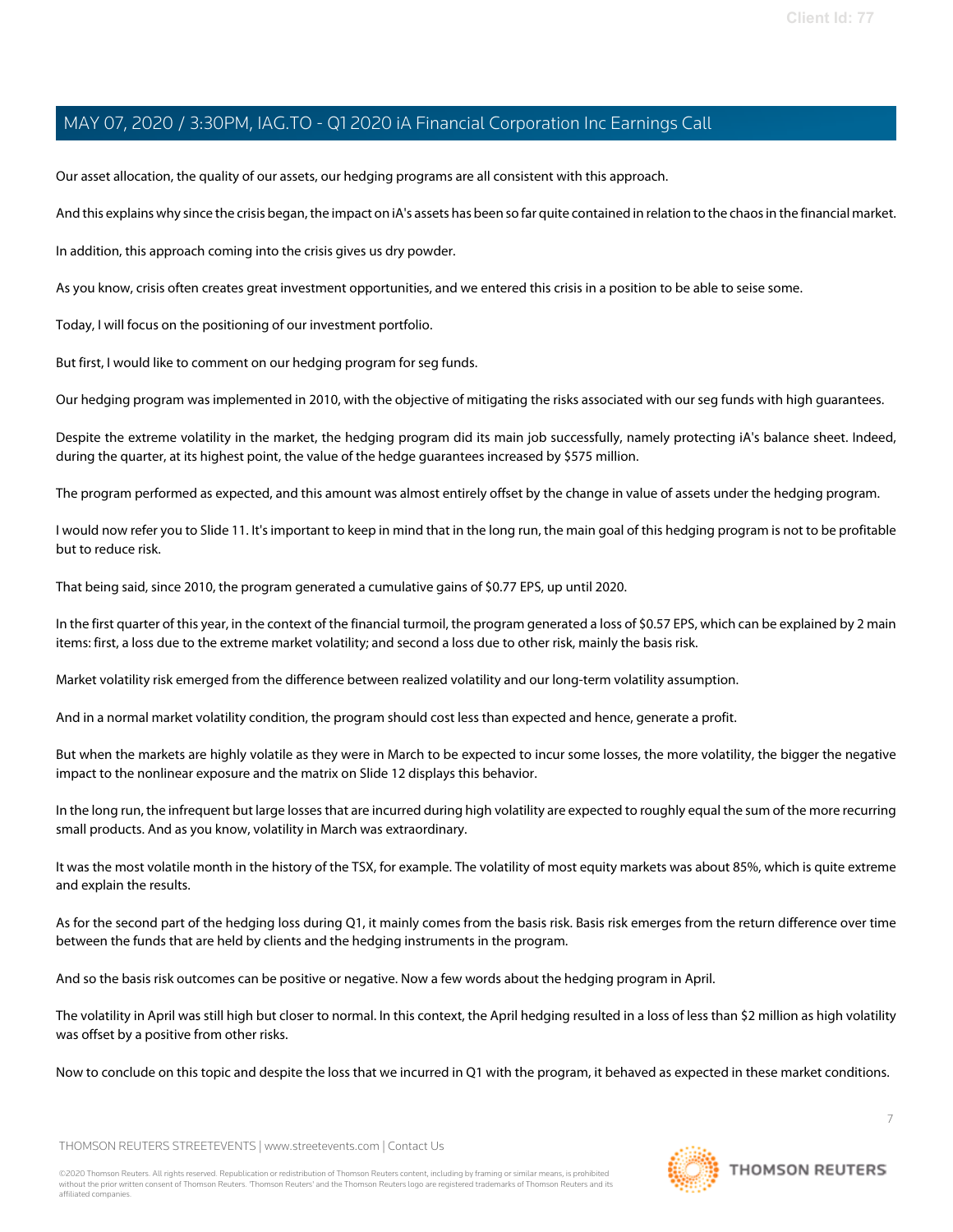Our asset allocation, the quality of our assets, our hedging programs are all consistent with this approach.

And this explains why since the crisis began, the impact on iA's assets has been so far quite contained in relation to the chaos in the financial market.

In addition, this approach coming into the crisis gives us dry powder.

As you know, crisis often creates great investment opportunities, and we entered this crisis in a position to be able to seise some.

Today, I will focus on the positioning of our investment portfolio.

But first, I would like to comment on our hedging program for seg funds.

Our hedging program was implemented in 2010, with the objective of mitigating the risks associated with our seg funds with high guarantees.

Despite the extreme volatility in the market, the hedging program did its main job successfully, namely protecting iA's balance sheet. Indeed, during the quarter, at its highest point, the value of the hedge guarantees increased by $575 million.

The program performed as expected, and this amount was almost entirely offset by the change in value of assets under the hedging program.

I would now refer you to Slide 11. It's important to keep in mind that in the long run, the main goal of this hedging program is not to be profitable but to reduce risk.

That being said, since 2010, the program generated a cumulative gains of $0.77 EPS, up until 2020.

In the first quarter of this year, in the context of the financial turmoil, the program generated a loss of $0.57 EPS, which can be explained by 2 main items: first, a loss due to the extreme market volatility; and second a loss due to other risk, mainly the basis risk.

Market volatility risk emerged from the difference between realized volatility and our long-term volatility assumption.

And in a normal market volatility condition, the program should cost less than expected and hence, generate a profit.

But when the markets are highly volatile as they were in March to be expected to incur some losses, the more volatility, the bigger the negative impact to the nonlinear exposure and the matrix on Slide 12 displays this behavior.

In the long run, the infrequent but large losses that are incurred during high volatility are expected to roughly equal the sum of the more recurring small products. And as you know, volatility in March was extraordinary.

It was the most volatile month in the history of the TSX, for example. The volatility of most equity markets was about 85%, which is quite extreme and explain the results.

As for the second part of the hedging loss during Q1, it mainly comes from the basis risk. Basis risk emerges from the return difference over time between the funds that are held by clients and the hedging instruments in the program.

And so the basis risk outcomes can be positive or negative. Now a few words about the hedging program in April.

The volatility in April was still high but closer to normal. In this context, the April hedging resulted in a loss of less than $2 million as high volatility was offset by a positive from other risks.

Now to conclude on this topic and despite the loss that we incurred in Q1 with the program, it behaved as expected in these market conditions.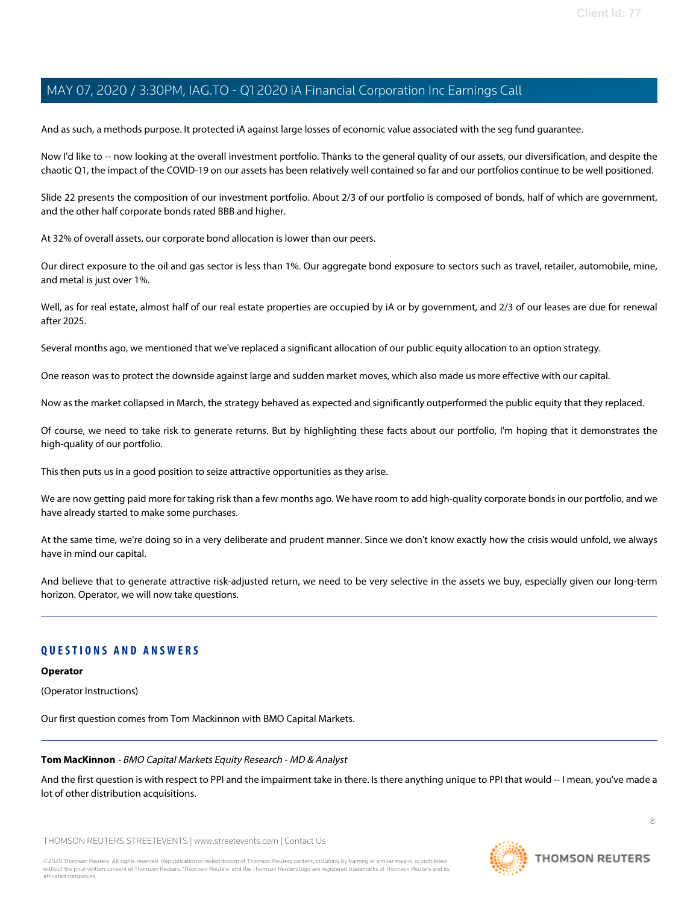And as such, a methods purpose. It protected iA against large losses of economic value associated with the seg fund guarantee.

Now I'd like to -- now looking at the overall investment portfolio. Thanks to the general quality of our assets, our diversification, and despite the chaotic Q1, the impact of the COVID-19 on our assets has been relatively well contained so far and our portfolios continue to be well positioned.

Slide 22 presents the composition of our investment portfolio. About 2/3 of our portfolio is composed of bonds, half of which are government, and the other half corporate bonds rated BBB and higher.

At 32% of overall assets, our corporate bond allocation is lower than our peers.

Our direct exposure to the oil and gas sector is less than 1%. Our aggregate bond exposure to sectors such as travel, retailer, automobile, mine, and metal is just over 1%.

Well, as for real estate, almost half of our real estate properties are occupied by iA or by government, and 2/3 of our leases are due for renewal after 2025.

Several months ago, we mentioned that we've replaced a significant allocation of our public equity allocation to an option strategy.

One reason was to protect the downside against large and sudden market moves, which also made us more effective with our capital.

Now as the market collapsed in March, the strategy behaved as expected and significantly outperformed the public equity that they replaced.

Of course, we need to take risk to generate returns. But by highlighting these facts about our portfolio, I'm hoping that it demonstrates the high-quality of our portfolio.

This then puts us in a good position to seize attractive opportunities as they arise.

We are now getting paid more for taking risk than a few months ago. We have room to add high-quality corporate bonds in our portfolio, and we have already started to make some purchases.

At the same time, we're doing so in a very deliberate and prudent manner. Since we don't know exactly how the crisis would unfold, we always have in mind our capital.

And believe that to generate attractive risk-adjusted return, we need to be very selective in the assets we buy, especially given our long-term horizon. Operator, we will now take questions.

## QUESTIONS AND ANSWERS

**Operator**

(Operator Instructions)

Our first question comes from Tom Mackinnon with BMO Capital Markets.

**Tom MacKinnon** - *BMO Capital Markets Equity Research - MD & Analyst*

And the first question is with respect to PPI and the impairment take in there. Is there anything unique to PPI that would -- I mean, you've made a lot of other distribution acquisitions.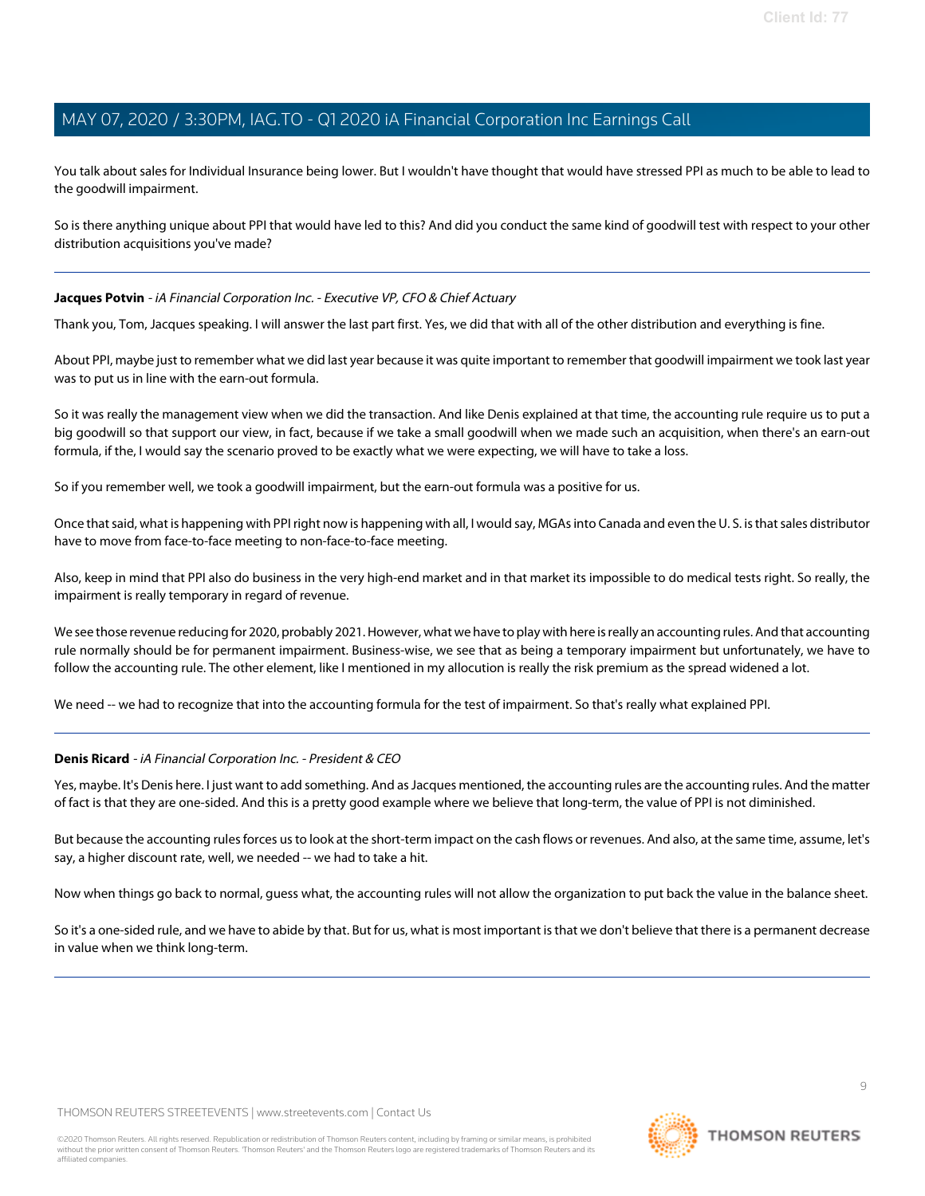You talk about sales for Individual Insurance being lower. But I wouldn't have thought that would have stressed PPI as much to be able to lead to the goodwill impairment.

So is there anything unique about PPI that would have led to this? And did you conduct the same kind of goodwill test with respect to your other distribution acquisitions you've made?

---

**Jacques Potvin** - *iA Financial Corporation Inc. - Executive VP, CFO & Chief Actuary*

Thank you, Tom, Jacques speaking. I will answer the last part first. Yes, we did that with all of the other distribution and everything is fine.

About PPI, maybe just to remember what we did last year because it was quite important to remember that goodwill impairment we took last year was to put us in line with the earn-out formula.

So it was really the management view when we did the transaction. And like Denis explained at that time, the accounting rule require us to put a big goodwill so that support our view, in fact, because if we take a small goodwill when we made such an acquisition, when there's an earn-out formula, if the, I would say the scenario proved to be exactly what we were expecting, we will have to take a loss.

So if you remember well, we took a goodwill impairment, but the earn-out formula was a positive for us.

Once that said, what is happening with PPI right now is happening with all, I would say, MGAs into Canada and even the U. S. is that sales distributor have to move from face-to-face meeting to non-face-to-face meeting.

Also, keep in mind that PPI also do business in the very high-end market and in that market its impossible to do medical tests right. So really, the impairment is really temporary in regard of revenue.

We see those revenue reducing for 2020, probably 2021. However, what we have to play with here is really an accounting rules. And that accounting rule normally should be for permanent impairment. Business-wise, we see that as being a temporary impairment but unfortunately, we have to follow the accounting rule. The other element, like I mentioned in my allocation is really the risk premium as the spread widened a lot.

We need -- we had to recognize that into the accounting formula for the test of impairment. So that's really what explained PPI.

---

**Denis Ricard** - *iA Financial Corporation Inc. - President & CEO*

Yes, maybe. It's Denis here. I just want to add something. And as Jacques mentioned, the accounting rules are the accounting rules. And the matter of fact is that they are one-sided. And this is a pretty good example where we believe that long-term, the value of PPI is not diminished.

But because the accounting rules forces us to look at the short-term impact on the cash flows or revenues. And also, at the same time, assume, let's say, a higher discount rate, well, we needed -- we had to take a hit.

Now when things go back to normal, guess what, the accounting rules will not allow the organization to put back the value in the balance sheet.

So it's a one-sided rule, and we have to abide by that. But for us, what is most important is that we don't believe that there is a permanent decrease in value when we think long-term.

---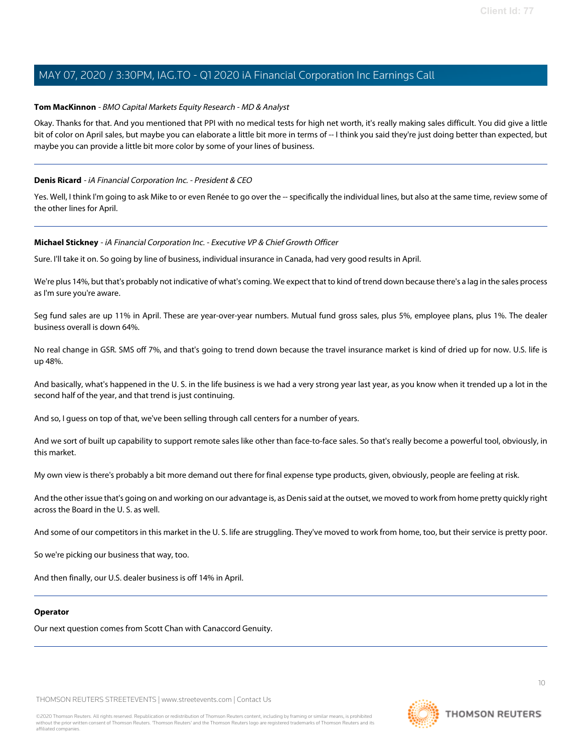**Tom MacKinnon** - *BMO Capital Markets Equity Research - MD & Analyst*

Okay. Thanks for that. And you mentioned that PPI with no medical tests for high net worth, it's really making sales difficult. You did give a little bit of color on April sales, but maybe you can elaborate a little bit more in terms of -- I think you said they're just doing better than expected, but maybe you can provide a little bit more color by some of your lines of business.

---

**Denis Ricard** - *iA Financial Corporation Inc. - President & CEO*

Yes. Well, I think I'm going to ask Mike to or even Renée to go over the -- specifically the individual lines, but also at the same time, review some of the other lines for April.

---

**Michael Stickney** - *iA Financial Corporation Inc. - Executive VP & Chief Growth Officer*

Sure. I'll take it on. So going by line of business, individual insurance in Canada, had very good results in April.

We're plus 14%, but that's probably not indicative of what's coming. We expect that to kind of trend down because there's a lag in the sales process as I'm sure you're aware.

Seg fund sales are up 11% in April. These are year-over-year numbers. Mutual fund gross sales, plus 5%, employee plans, plus 1%. The dealer business overall is down 64%.

No real change in GSR. SMS off 7%, and that's going to trend down because the travel insurance market is kind of dried up for now. U.S. life is up 48%.

And basically, what's happened in the U. S. in the life business is we had a very strong year last year, as you know when it trended up a lot in the second half of the year, and that trend is just continuing.

And so, I guess on top of that, we've been selling through call centers for a number of years.

And we sort of built up capability to support remote sales like other than face-to-face sales. So that's really become a powerful tool, obviously, in this market.

My own view is there's probably a bit more demand out there for final expense type products, given, obviously, people are feeling at risk.

And the other issue that's going on and working on our advantage is, as Denis said at the outset, we moved to work from home pretty quickly right across the Board in the U. S. as well.

And some of our competitors in this market in the U. S. life are struggling. They've moved to work from home, too, but their service is pretty poor.

So we're picking our business that way, too.

And then finally, our U.S. dealer business is off 14% in April.

---

**Operator**

Our next question comes from Scott Chan with Canaccord Genuity.

---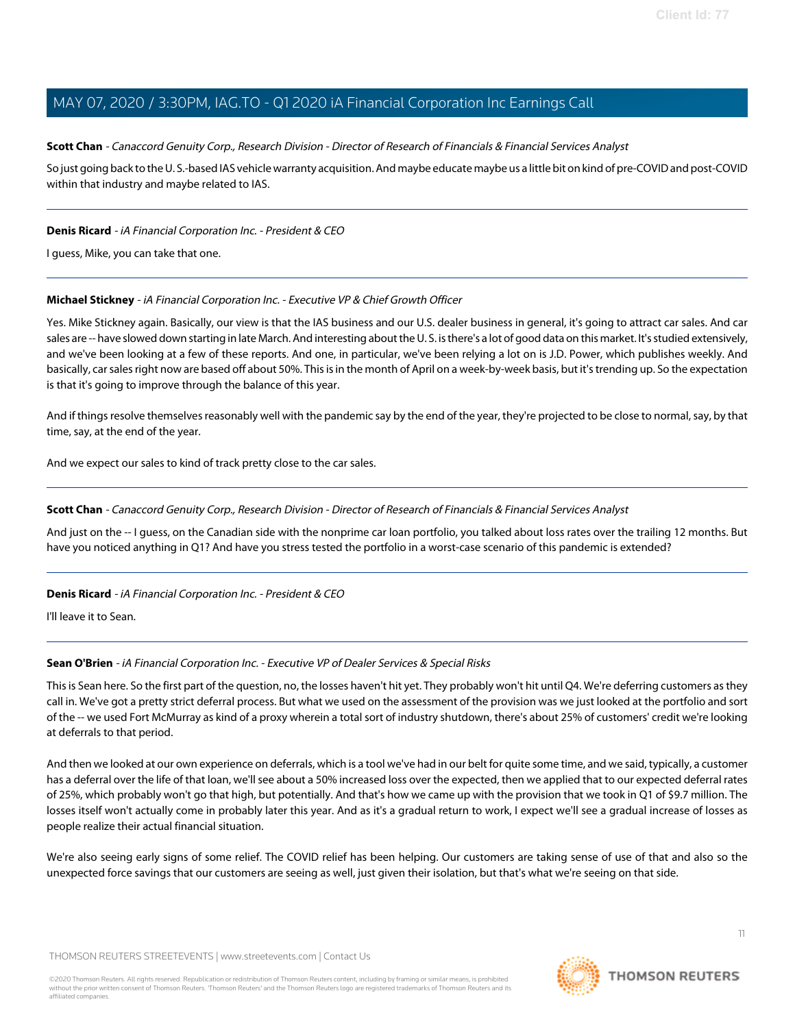**Scott Chan** - *Canaccord Genuity Corp., Research Division - Director of Research of Financials & Financial Services Analyst*

So just going back to the U. S.-based IAS vehicle warranty acquisition. And maybe educate maybe us a little bit on kind of pre-COVID and post-COVID within that industry and maybe related to IAS.

---

**Denis Ricard** - *iA Financial Corporation Inc. - President & CEO*

I guess, Mike, you can take that one.

---

**Michael Stickney** - *iA Financial Corporation Inc. - Executive VP & Chief Growth Officer*

Yes. Mike Stickney again. Basically, our view is that the IAS business and our U.S. dealer business in general, it's going to attract car sales. And car sales are -- have slowed down starting in late March. And interesting about the U. S. is there's a lot of good data on this market. It's studied extensively, and we've been looking at a few of these reports. And one, in particular, we've been relying a lot on is J.D. Power, which publishes weekly. And basically, car sales right now are based off about 50%. This is in the month of April on a week-by-week basis, but it's trending up. So the expectation is that it's going to improve through the balance of this year.

And if things resolve themselves reasonably well with the pandemic say by the end of the year, they're projected to be close to normal, say, by that time, say, at the end of the year.

And we expect our sales to kind of track pretty close to the car sales.

---

**Scott Chan** - *Canaccord Genuity Corp., Research Division - Director of Research of Financials & Financial Services Analyst*

And just on the -- I guess, on the Canadian side with the nonprime car loan portfolio, you talked about loss rates over the trailing 12 months. But have you noticed anything in Q1? And have you stress tested the portfolio in a worst-case scenario of this pandemic is extended?

---

**Denis Ricard** - *iA Financial Corporation Inc. - President & CEO*

I'll leave it to Sean.

---

**Sean O'Brien** - *iA Financial Corporation Inc. - Executive VP of Dealer Services & Special Risks*

This is Sean here. So the first part of the question, no, the losses haven't hit yet. They probably won't hit until Q4. We're deferring customers as they call in. We've got a pretty strict deferral process. But what we used on the assessment of the provision was we just looked at the portfolio and sort of the -- we used Fort McMurray as kind of a proxy wherein a total sort of industry shutdown, there's about 25% of customers' credit we're looking at deferrals to that period.

And then we looked at our own experience on deferrals, which is a tool we've had in our belt for quite some time, and we said, typically, a customer has a deferral over the life of that loan, we'll see about a 50% increased loss over the expected, then we applied that to our expected deferral rates of 25%, which probably won't go that high, but potentially. And that's how we came up with the provision that we took in Q1 of $9.7 million. The losses itself won't actually come in probably later this year. And as it's a gradual return to work, I expect we'll see a gradual increase of losses as people realize their actual financial situation.

We're also seeing early signs of some relief. The COVID relief has been helping. Our customers are taking sense of use of that and also so the unexpected force savings that our customers are seeing as well, just given their isolation, but that's what we're seeing on that side.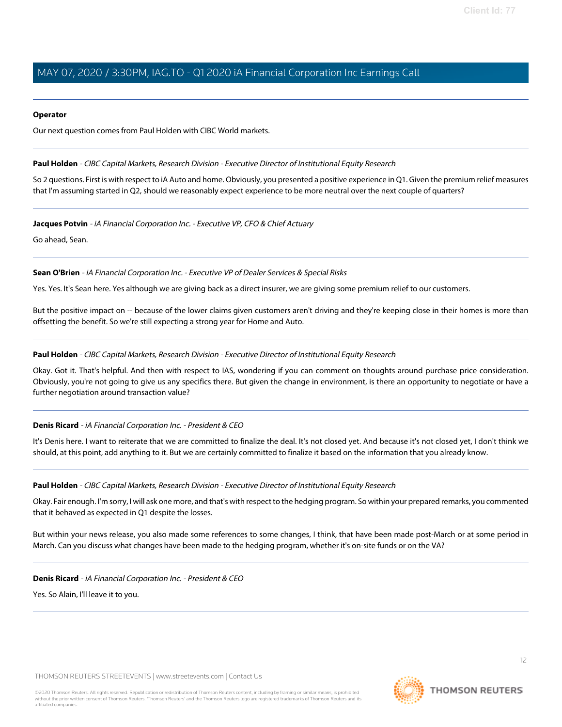**Operator**

Our next question comes from Paul Holden with CIBC World markets.

---

**Paul Holden** - *CIBC Capital Markets, Research Division - Executive Director of Institutional Equity Research*

So 2 questions. First is with respect to iA Auto and home. Obviously, you presented a positive experience in Q1. Given the premium relief measures that I'm assuming started in Q2, should we reasonably expect experience to be more neutral over the next couple of quarters?

---

**Jacques Potvin** - *iA Financial Corporation Inc. - Executive VP, CFO & Chief Actuary*

Go ahead, Sean.

---

**Sean O'Brien** - *iA Financial Corporation Inc. - Executive VP of Dealer Services & Special Risks*

Yes. Yes. It's Sean here. Yes although we are giving back as a direct insurer, we are giving some premium relief to our customers.

But the positive impact on -- because of the lower claims given customers aren't driving and they're keeping close in their homes is more than offsetting the benefit. So we're still expecting a strong year for Home and Auto.

---

**Paul Holden** - *CIBC Capital Markets, Research Division - Executive Director of Institutional Equity Research*

Okay. Got it. That's helpful. And then with respect to IAS, wondering if you can comment on thoughts around purchase price consideration. Obviously, you're not going to give us any specifics there. But given the change in environment, is there an opportunity to negotiate or have a further negotiation around transaction value?

---

**Denis Ricard** - *iA Financial Corporation Inc. - President & CEO*

It's Denis here. I want to reiterate that we are committed to finalize the deal. It's not closed yet. And because it's not closed yet, I don't think we should, at this point, add anything to it. But we are certainly committed to finalize it based on the information that you already know.

---

**Paul Holden** - *CIBC Capital Markets, Research Division - Executive Director of Institutional Equity Research*

Okay. Fair enough. I'm sorry, I will ask one more, and that's with respect to the hedging program. So within your prepared remarks, you commented that it behaved as expected in Q1 despite the losses.

But within your news release, you also made some references to some changes, I think, that have been made post-March or at some period in March. Can you discuss what changes have been made to the hedging program, whether it's on-site funds or on the VA?

---

**Denis Ricard** - *iA Financial Corporation Inc. - President & CEO*

Yes. So Alain, I'll leave it to you.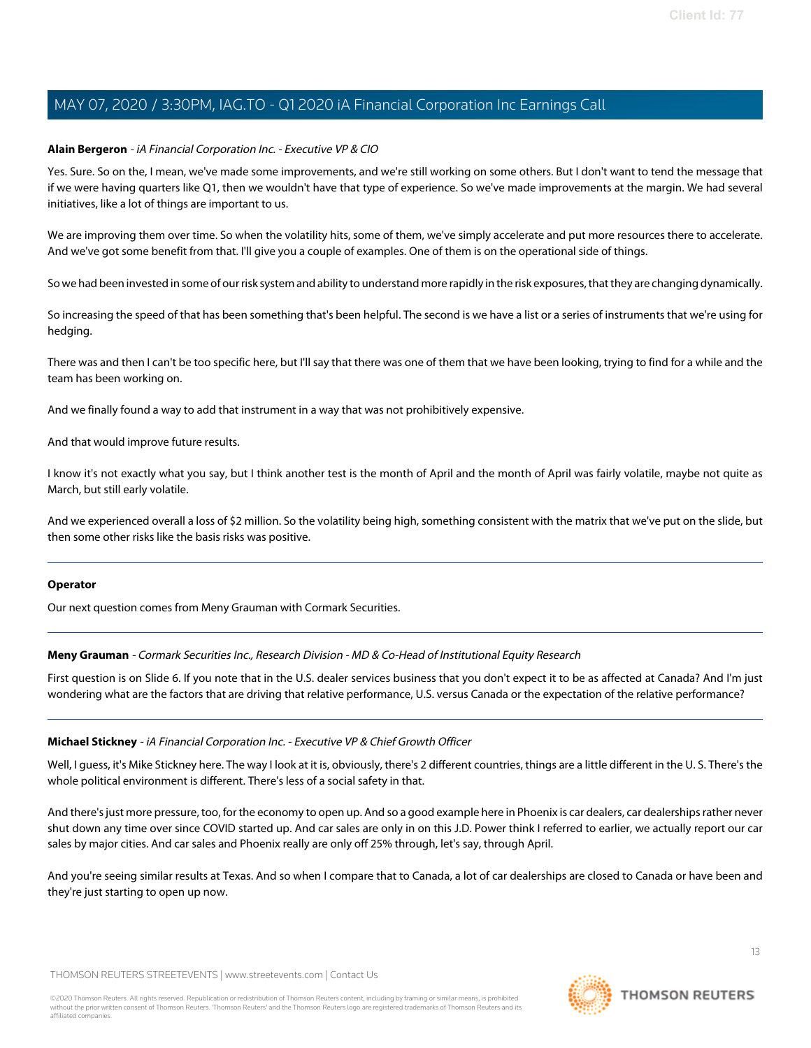**Alain Bergeron** - *iA Financial Corporation Inc. - Executive VP & CIO*

Yes. Sure. So on the, I mean, we've made some improvements, and we're still working on some others. But I don't want to tend the message that if we were having quarters like Q1, then we wouldn't have that type of experience. So we've made improvements at the margin. We had several initiatives, like a lot of things are important to us.

We are improving them over time. So when the volatility hits, some of them, we've simply accelerate and put more resources there to accelerate. And we've got some benefit from that. I'll give you a couple of examples. One of them is on the operational side of things.

So we had been invested in some of our risk system and ability to understand more rapidly in the risk exposures, that they are changing dynamically.

So increasing the speed of that has been something that's been helpful. The second is we have a list or a series of instruments that we're using for hedging.

There was and then I can't be too specific here, but I'll say that there was one of them that we have been looking, trying to find for a while and the team has been working on.

And we finally found a way to add that instrument in a way that was not prohibitively expensive.

And that would improve future results.

I know it's not exactly what you say, but I think another test is the month of April and the month of April was fairly volatile, maybe not quite as March, but still early volatile.

And we experienced overall a loss of $2 million. So the volatility being high, something consistent with the matrix that we've put on the slide, but then some other risks like the basis risks was positive.

---

**Operator**

Our next question comes from Meny Grauman with Cormark Securities.

---

**Meny Grauman** - *Cormark Securities Inc., Research Division - MD & Co-Head of Institutional Equity Research*

First question is on Slide 6. If you note that in the U.S. dealer services business that you don't expect it to be as affected at Canada? And I'm just wondering what are the factors that are driving that relative performance, U.S. versus Canada or the expectation of the relative performance?

---

**Michael Stickney** - *iA Financial Corporation Inc. - Executive VP & Chief Growth Officer*

Well, I guess, it's Mike Stickney here. The way I look at it is, obviously, there's 2 different countries, things are a little different in the U. S. There's the whole political environment is different. There's less of a social safety in that.

And there's just more pressure, too, for the economy to open up. And so a good example here in Phoenix is car dealers, car dealerships rather never shut down any time over since COVID started up. And car sales are only in on this J.D. Power think I referred to earlier, we actually report our car sales by major cities. And car sales and Phoenix really are only off 25% through, let's say, through April.

And you're seeing similar results at Texas. And so when I compare that to Canada, a lot of car dealerships are closed to Canada or have been and they're just starting to open up now.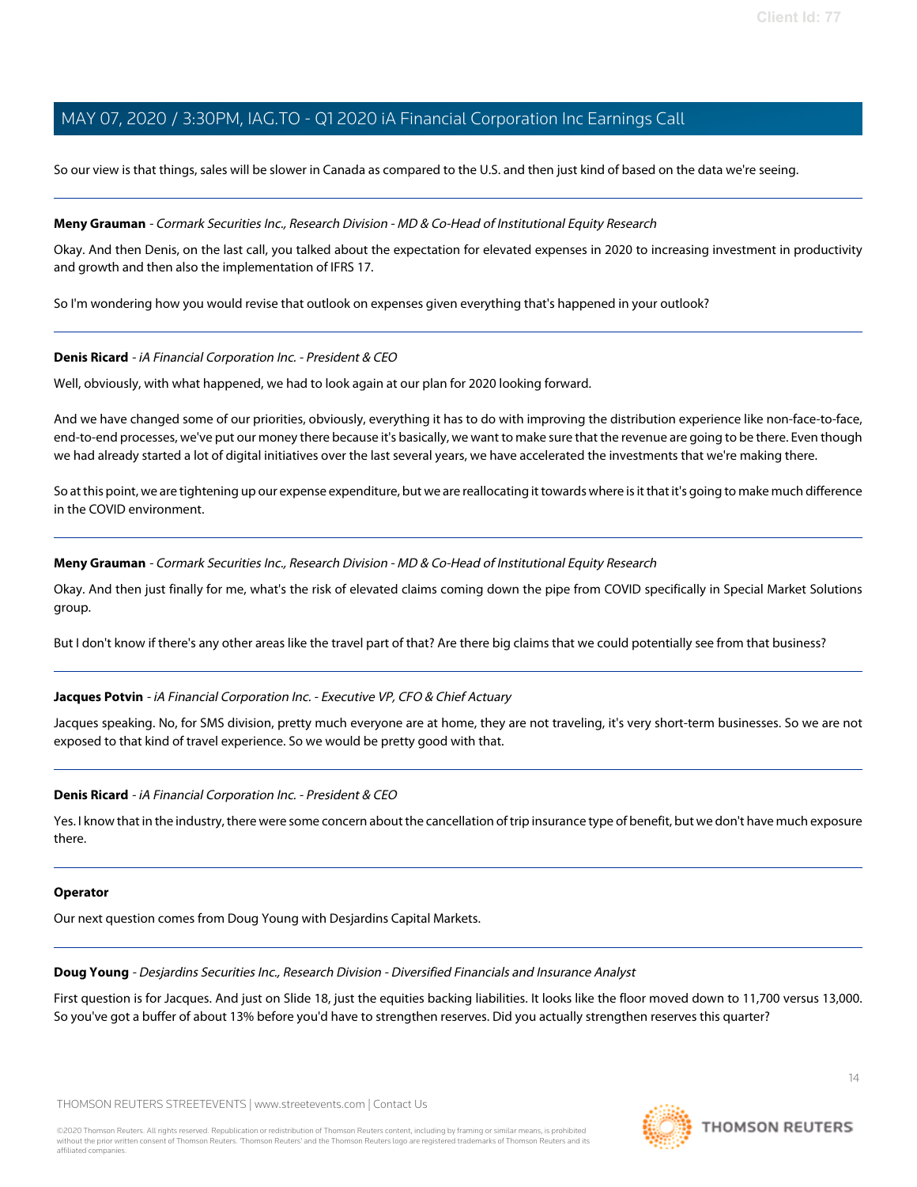So our view is that things, sales will be slower in Canada as compared to the U.S. and then just kind of based on the data we're seeing.

---

**Meny Grauman** - *Cormark Securities Inc., Research Division - MD & Co-Head of Institutional Equity Research*

Okay. And then Denis, on the last call, you talked about the expectation for elevated expenses in 2020 to increasing investment in productivity and growth and then also the implementation of IFRS 17.

So I'm wondering how you would revise that outlook on expenses given everything that's happened in your outlook?

---

**Denis Ricard** - *iA Financial Corporation Inc. - President & CEO*

Well, obviously, with what happened, we had to look again at our plan for 2020 looking forward.

And we have changed some of our priorities, obviously, everything it has to do with improving the distribution experience like non-face-to-face, end-to-end processes, we've put our money there because it's basically, we want to make sure that the revenue are going to be there. Even though we had already started a lot of digital initiatives over the last several years, we have accelerated the investments that we're making there.

So at this point, we are tightening up our expense expenditure, but we are reallocating it towards where is it that it's going to make much difference in the COVID environment.

---

**Meny Grauman** - *Cormark Securities Inc., Research Division - MD & Co-Head of Institutional Equity Research*

Okay. And then just finally for me, what's the risk of elevated claims coming down the pipe from COVID specifically in Special Market Solutions group.

But I don't know if there's any other areas like the travel part of that? Are there big claims that we could potentially see from that business?

---

**Jacques Potvin** - *iA Financial Corporation Inc. - Executive VP, CFO & Chief Actuary*

Jacques speaking. No, for SMS division, pretty much everyone are at home, they are not traveling, it's very short-term businesses. So we are not exposed to that kind of travel experience. So we would be pretty good with that.

---

**Denis Ricard** - *iA Financial Corporation Inc. - President & CEO*

Yes. I know that in the industry, there were some concern about the cancellation of trip insurance type of benefit, but we don't have much exposure there.

---

**Operator**

Our next question comes from Doug Young with Desjardins Capital Markets.

---

**Doug Young** - *Desjardins Securities Inc., Research Division - Diversified Financials and Insurance Analyst*

First question is for Jacques. And just on Slide 18, just the equities backing liabilities. It looks like the floor moved down to 11,700 versus 13,000. So you've got a buffer of about 13% before you'd have to strengthen reserves. Did you actually strengthen reserves this quarter?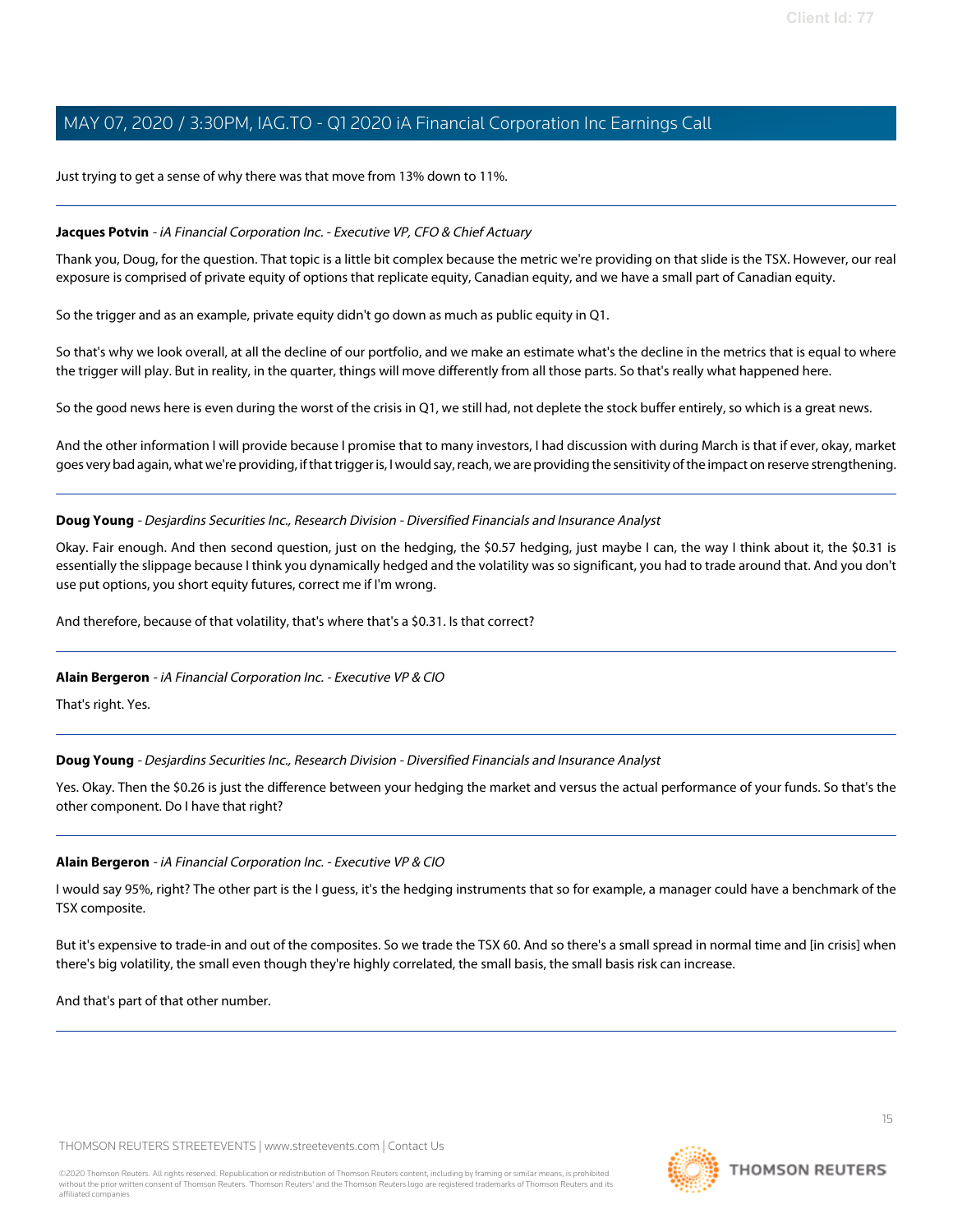Just trying to get a sense of why there was that move from 13% down to 11%.

---

**Jacques Potvin** - *iA Financial Corporation Inc. - Executive VP, CFO & Chief Actuary*

Thank you, Doug, for the question. That topic is a little bit complex because the metric we're providing on that slide is the TSX. However, our real exposure is comprised of private equity of options that replicate equity, Canadian equity, and we have a small part of Canadian equity.

So the trigger and as an example, private equity didn't go down as much as public equity in Q1.

So that's why we look overall, at all the decline of our portfolio, and we make an estimate what's the decline in the metrics that is equal to where the trigger will play. But in reality, in the quarter, things will move differently from all those parts. So that's really what happened here.

So the good news here is even during the worst of the crisis in Q1, we still had, not deplete the stock buffer entirely, so which is a great news.

And the other information I will provide because I promise that to many investors, I had discussion with during March is that if ever, okay, market goes very bad again, what we're providing, if that trigger is, I would say, reach, we are providing the sensitivity of the impact on reserve strengthening.

---

**Doug Young** - *Desjardins Securities Inc., Research Division - Diversified Financials and Insurance Analyst*

Okay. Fair enough. And then second question, just on the hedging, the $0.57 hedging, just maybe I can, the way I think about it, the $0.31 is essentially the slippage because I think you dynamically hedged and the volatility was so significant, you had to trade around that. And you don't use put options, you short equity futures, correct me if I'm wrong.

And therefore, because of that volatility, that's where that's a $0.31. Is that correct?

---

**Alain Bergeron** - *iA Financial Corporation Inc. - Executive VP & CIO*

That's right. Yes.

---

**Doug Young** - *Desjardins Securities Inc., Research Division - Diversified Financials and Insurance Analyst*

Yes. Okay. Then the $0.26 is just the difference between your hedging the market and versus the actual performance of your funds. So that's the other component. Do I have that right?

---

**Alain Bergeron** - *iA Financial Corporation Inc. - Executive VP & CIO*

I would say 95%, right? The other part is the I guess, it's the hedging instruments that so for example, a manager could have a benchmark of the TSX composite.

But it's expensive to trade-in and out of the composites. So we trade the TSX 60. And so there's a small spread in normal time and [in crisis] when there's big volatility, the small even though they're highly correlated, the small basis, the small basis risk can increase.

And that's part of that other number.

---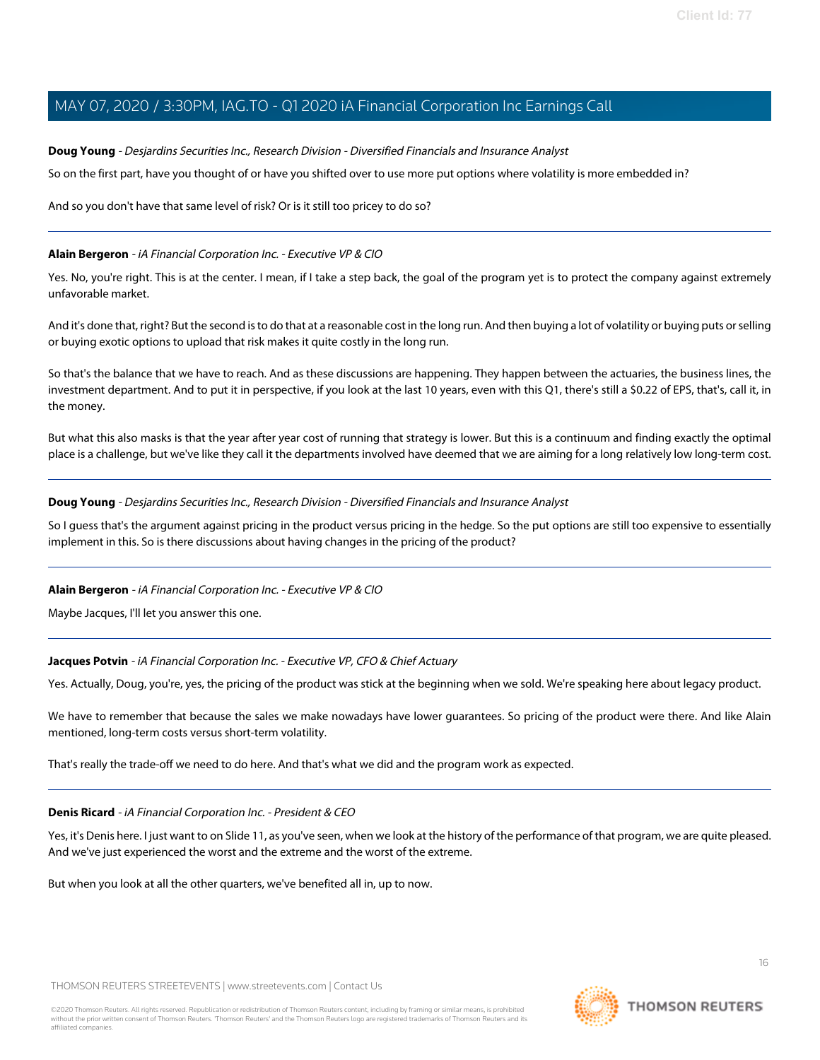**Doug Young** - *Desjardins Securities Inc., Research Division - Diversified Financials and Insurance Analyst*

So on the first part, have you thought of or have you shifted over to use more put options where volatility is more embedded in?

And so you don't have that same level of risk? Or is it still too pricey to do so?

---

**Alain Bergeron** - *iA Financial Corporation Inc. - Executive VP & CIO*

Yes. No, you're right. This is at the center. I mean, if I take a step back, the goal of the program yet is to protect the company against extremely unfavorable market.

And it's done that, right? But the second is to do that at a reasonable cost in the long run. And then buying a lot of volatility or buying puts or selling or buying exotic options to upload that risk makes it quite costly in the long run.

So that's the balance that we have to reach. And as these discussions are happening. They happen between the actuaries, the business lines, the investment department. And to put it in perspective, if you look at the last 10 years, even with this Q1, there's still a $0.22 of EPS, that's, call it, in the money.

But what this also masks is that the year after year cost of running that strategy is lower. But this is a continuum and finding exactly the optimal place is a challenge, but we've like they call it the departments involved have deemed that we are aiming for a long relatively low long-term cost.

---

**Doug Young** - *Desjardins Securities Inc., Research Division - Diversified Financials and Insurance Analyst*

So I guess that's the argument against pricing in the product versus pricing in the hedge. So the put options are still too expensive to essentially implement in this. So is there discussions about having changes in the pricing of the product?

---

**Alain Bergeron** - *iA Financial Corporation Inc. - Executive VP & CIO*

Maybe Jacques, I'll let you answer this one.

---

**Jacques Potvin** - *iA Financial Corporation Inc. - Executive VP, CFO & Chief Actuary*

Yes. Actually, Doug, you're, yes, the pricing of the product was stick at the beginning when we sold. We're speaking here about legacy product.

We have to remember that because the sales we make nowadays have lower guarantees. So pricing of the product were there. And like Alain mentioned, long-term costs versus short-term volatility.

That's really the trade-off we need to do here. And that's what we did and the program work as expected.

---

**Denis Ricard** - *iA Financial Corporation Inc. - President & CEO*

Yes, it's Denis here. I just want to on Slide 11, as you've seen, when we look at the history of the performance of that program, we are quite pleased. And we've just experienced the worst and the extreme and the worst of the extreme.

But when you look at all the other quarters, we've benefited all in, up to now.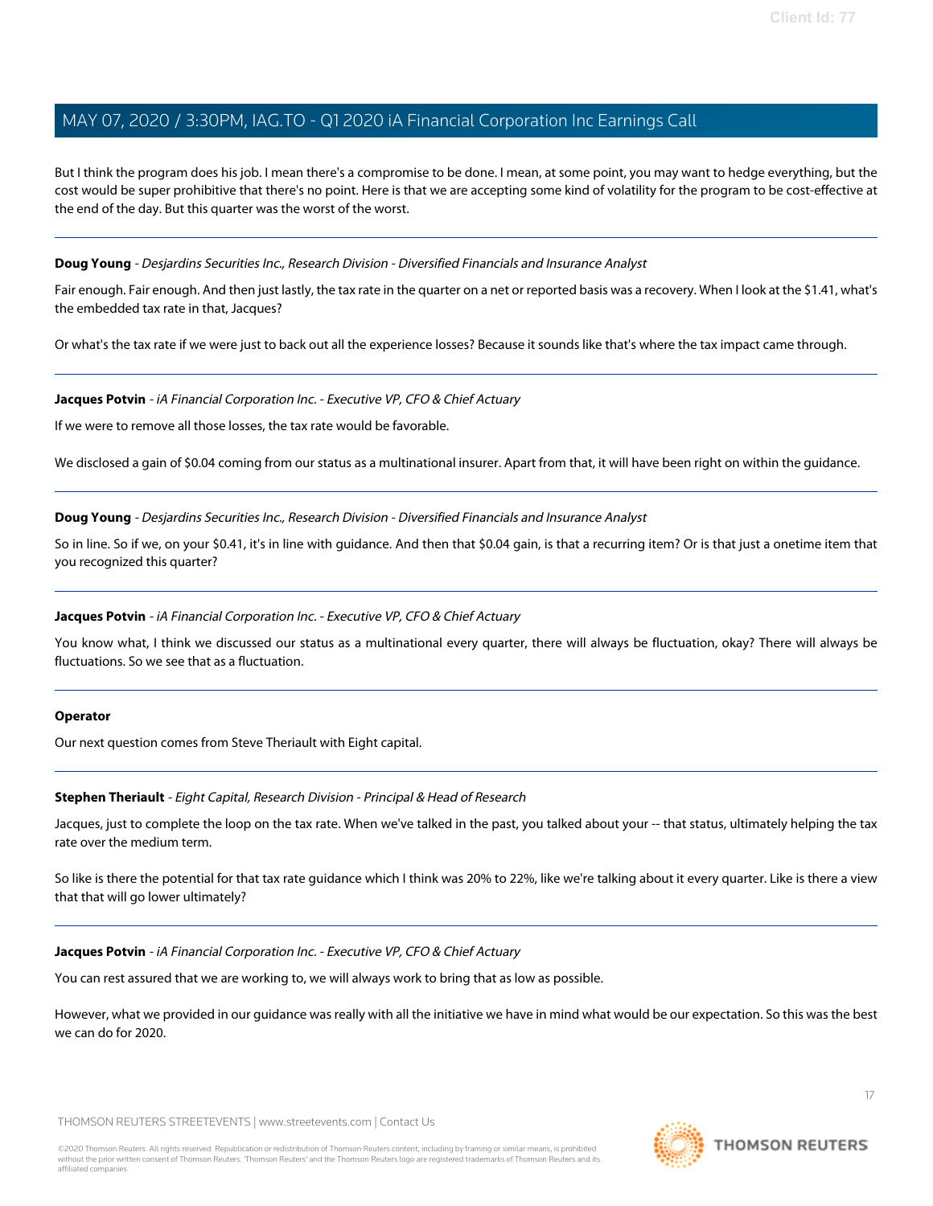But I think the program does his job. I mean there's a compromise to be done. I mean, at some point, you may want to hedge everything, but the cost would be super prohibitive that there's no point. Here is that we are accepting some kind of volatility for the program to be cost-effective at the end of the day. But this quarter was the worst of the worst.

---

**Doug Young** - *Desjardins Securities Inc., Research Division - Diversified Financials and Insurance Analyst*

Fair enough. Fair enough. And then just lastly, the tax rate in the quarter on a net or reported basis was a recovery. When I look at the $1.41, what's the embedded tax rate in that, Jacques?

Or what's the tax rate if we were just to back out all the experience losses? Because it sounds like that's where the tax impact came through.

---

**Jacques Potvin** - *iA Financial Corporation Inc. - Executive VP, CFO & Chief Actuary*

If we were to remove all those losses, the tax rate would be favorable.

We disclosed a gain of $0.04 coming from our status as a multinational insurer. Apart from that, it will have been right on within the guidance.

---

**Doug Young** - *Desjardins Securities Inc., Research Division - Diversified Financials and Insurance Analyst*

So in line. So if we, on your $0.41, it's in line with guidance. And then that $0.04 gain, is that a recurring item? Or is that just a onetime item that you recognized this quarter?

---

**Jacques Potvin** - *iA Financial Corporation Inc. - Executive VP, CFO & Chief Actuary*

You know what, I think we discussed our status as a multinational every quarter, there will always be fluctuation, okay? There will always be fluctuations. So we see that as a fluctuation.

---

**Operator**

Our next question comes from Steve Theriault with Eight capital.

---

**Stephen Theriault** - *Eight Capital, Research Division - Principal & Head of Research*

Jacques, just to complete the loop on the tax rate. When we've talked in the past, you talked about your -- that status, ultimately helping the tax rate over the medium term.

So like is there the potential for that tax rate guidance which I think was 20% to 22%, like we're talking about it every quarter. Like is there a view that that will go lower ultimately?

---

**Jacques Potvin** - *iA Financial Corporation Inc. - Executive VP, CFO & Chief Actuary*

You can rest assured that we are working to, we will always work to bring that as low as possible.

However, what we provided in our guidance was really with all the initiative we have in mind what would be our expectation. So this was the best we can do for 2020.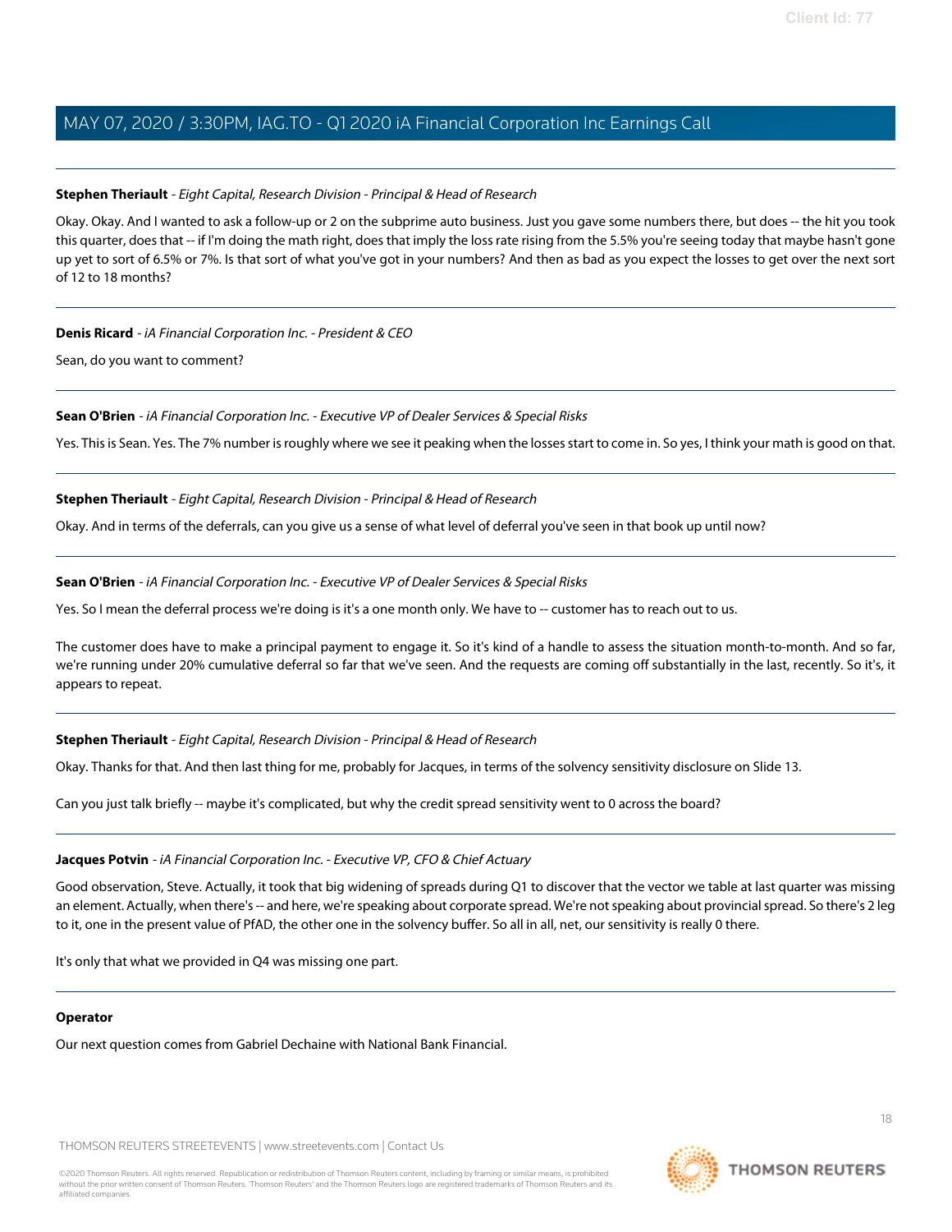**Stephen Theriault** - *Eight Capital, Research Division - Principal & Head of Research*

Okay. Okay. And I wanted to ask a follow-up or 2 on the subprime auto business. Just you gave some numbers there, but does -- the hit you took this quarter, does that -- if I'm doing the math right, does that imply the loss rate rising from the 5.5% you're seeing today that maybe hasn't gone up yet to sort of 6.5% or 7%. Is that sort of what you've got in your numbers? And then as bad as you expect the losses to get over the next sort of 12 to 18 months?

---

**Denis Ricard** - *iA Financial Corporation Inc. - President & CEO*

Sean, do you want to comment?

---

**Sean O'Brien** - *iA Financial Corporation Inc. - Executive VP of Dealer Services & Special Risks*

Yes. This is Sean. Yes. The 7% number is roughly where we see it peaking when the losses start to come in. So yes, I think your math is good on that.

---

**Stephen Theriault** - *Eight Capital, Research Division - Principal & Head of Research*

Okay. And in terms of the deferrals, can you give us a sense of what level of deferral you've seen in that book up until now?

---

**Sean O'Brien** - *iA Financial Corporation Inc. - Executive VP of Dealer Services & Special Risks*

Yes. So I mean the deferral process we're doing is it's a one month only. We have to -- customer has to reach out to us.

The customer does have to make a principal payment to engage it. So it's kind of a handle to assess the situation month-to-month. And so far, we're running under 20% cumulative deferral so far that we've seen. And the requests are coming off substantially in the last, recently. So it's, it appears to repeat.

---

**Stephen Theriault** - *Eight Capital, Research Division - Principal & Head of Research*

Okay. Thanks for that. And then last thing for me, probably for Jacques, in terms of the solvency sensitivity disclosure on Slide 13.

Can you just talk briefly -- maybe it's complicated, but why the credit spread sensitivity went to 0 across the board?

---

**Jacques Potvin** - *iA Financial Corporation Inc. - Executive VP, CFO & Chief Actuary*

Good observation, Steve. Actually, it took that big widening of spreads during Q1 to discover that the vector we table at last quarter was missing an element. Actually, when there's -- and here, we're speaking about corporate spread. We're not speaking about provincial spread. So there's 2 leg to it, one in the present value of PfAD, the other one in the solvency buffer. So all in all, net, our sensitivity is really 0 there.

It's only that what we provided in Q4 was missing one part.

---

**Operator**

Our next question comes from Gabriel Dechaine with National Bank Financial.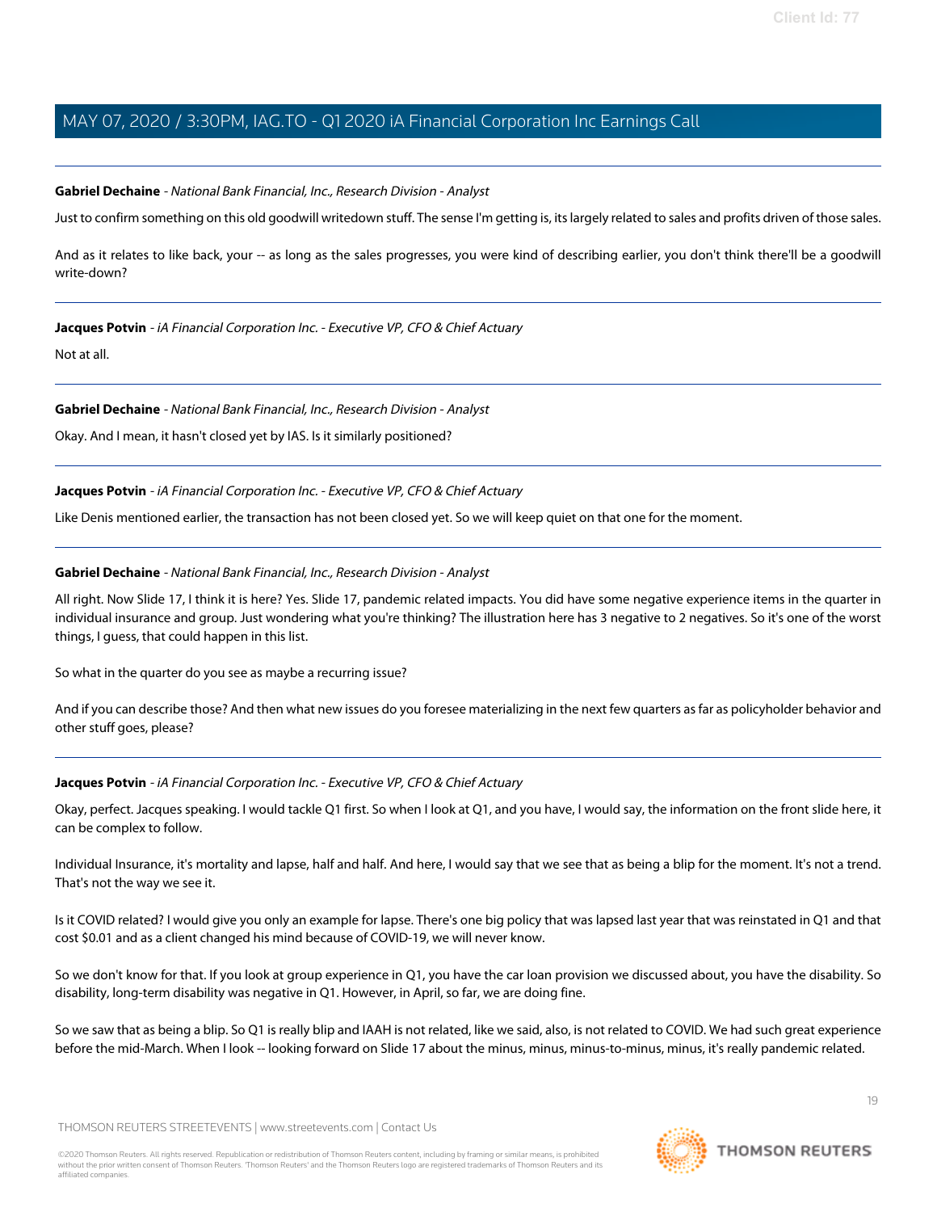**Gabriel Dechaine** - *National Bank Financial, Inc., Research Division - Analyst*

Just to confirm something on this old goodwill writedown stuff. The sense I'm getting is, its largely related to sales and profits driven of those sales.

And as it relates to like back, your -- as long as the sales progresses, you were kind of describing earlier, you don't think there'll be a goodwill write-down?

---

**Jacques Potvin** - *iA Financial Corporation Inc. - Executive VP, CFO & Chief Actuary*

Not at all.

---

**Gabriel Dechaine** - *National Bank Financial, Inc., Research Division - Analyst*

Okay. And I mean, it hasn't closed yet by IAS. Is it similarly positioned?

---

**Jacques Potvin** - *iA Financial Corporation Inc. - Executive VP, CFO & Chief Actuary*

Like Denis mentioned earlier, the transaction has not been closed yet. So we will keep quiet on that one for the moment.

---

**Gabriel Dechaine** - *National Bank Financial, Inc., Research Division - Analyst*

All right. Now Slide 17, I think it is here? Yes. Slide 17, pandemic related impacts. You did have some negative experience items in the quarter in individual insurance and group. Just wondering what you're thinking? The illustration here has 3 negative to 2 negatives. So it's one of the worst things, I guess, that could happen in this list.

So what in the quarter do you see as maybe a recurring issue?

And if you can describe those? And then what new issues do you foresee materializing in the next few quarters as far as policyholder behavior and other stuff goes, please?

---

**Jacques Potvin** - *iA Financial Corporation Inc. - Executive VP, CFO & Chief Actuary*

Okay, perfect. Jacques speaking. I would tackle Q1 first. So when I look at Q1, and you have, I would say, the information on the front slide here, it can be complex to follow.

Individual Insurance, it's mortality and lapse, half and half. And here, I would say that we see that as being a blip for the moment. It's not a trend. That's not the way we see it.

Is it COVID related? I would give you only an example for lapse. There's one big policy that was lapsed last year that was reinstated in Q1 and that cost $0.01 and as a client changed his mind because of COVID-19, we will never know.

So we don't know for that. If you look at group experience in Q1, you have the car loan provision we discussed about, you have the disability. So disability, long-term disability was negative in Q1. However, in April, so far, we are doing fine.

So we saw that as being a blip. So Q1 is really blip and IAAH is not related, like we said, also, is not related to COVID. We had such great experience before the mid-March. When I look -- looking forward on Slide 17 about the minus, minus, minus-to-minus, minus, it's really pandemic related.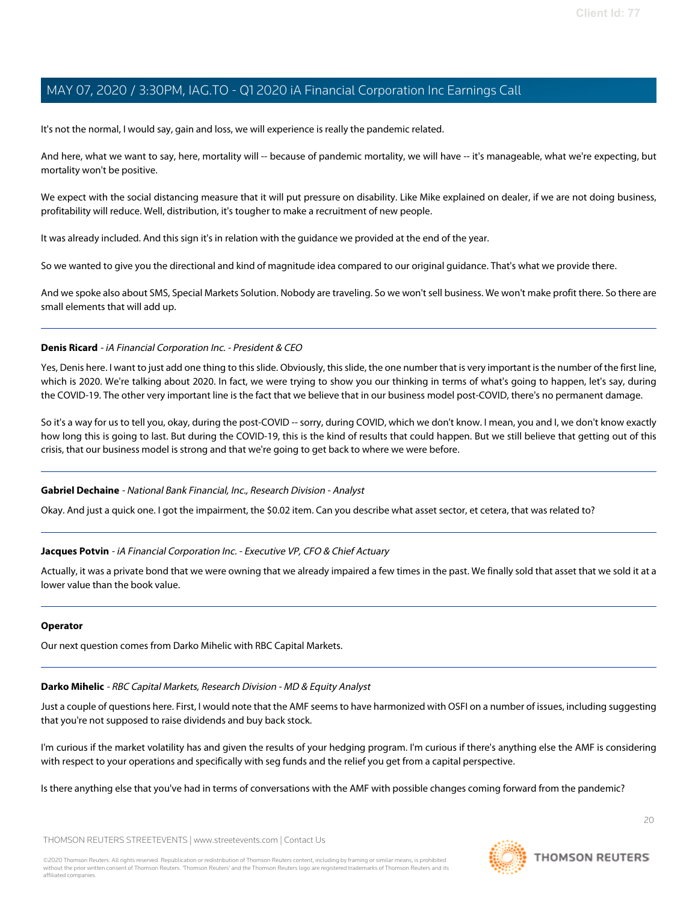It's not the normal, I would say, gain and loss, we will experience is really the pandemic related.

And here, what we want to say, here, mortality will -- because of pandemic mortality, we will have -- it's manageable, what we're expecting, but mortality won't be positive.

We expect with the social distancing measure that it will put pressure on disability. Like Mike explained on dealer, if we are not doing business, profitability will reduce. Well, distribution, it's tougher to make a recruitment of new people.

It was already included. And this sign it's in relation with the guidance we provided at the end of the year.

So we wanted to give you the directional and kind of magnitude idea compared to our original guidance. That's what we provide there.

And we spoke also about SMS, Special Markets Solution. Nobody are traveling. So we won't sell business. We won't make profit there. So there are small elements that will add up.

---

**Denis Ricard** - *iA Financial Corporation Inc. - President & CEO*

Yes, Denis here. I want to just add one thing to this slide. Obviously, this slide, the one number that is very important is the number of the first line, which is 2020. We're talking about 2020. In fact, we were trying to show you our thinking in terms of what's going to happen, let's say, during the COVID-19. The other very important line is the fact that we believe that in our business model post-COVID, there's no permanent damage.

So it's a way for us to tell you, okay, during the post-COVID -- sorry, during COVID, which we don't know. I mean, you and I, we don't know exactly how long this is going to last. But during the COVID-19, this is the kind of results that could happen. But we still believe that getting out of this crisis, that our business model is strong and that we're going to get back to where we were before.

---

**Gabriel Dechaine** - *National Bank Financial, Inc., Research Division - Analyst*

Okay. And just a quick one. I got the impairment, the $0.02 item. Can you describe what asset sector, et cetera, that was related to?

---

**Jacques Potvin** - *iA Financial Corporation Inc. - Executive VP, CFO & Chief Actuary*

Actually, it was a private bond that we were owning that we already impaired a few times in the past. We finally sold that asset that we sold it at a lower value than the book value.

---

**Operator**

Our next question comes from Darko Mihelic with RBC Capital Markets.

---

**Darko Mihelic** - *RBC Capital Markets, Research Division - MD & Equity Analyst*

Just a couple of questions here. First, I would note that the AMF seems to have harmonized with OSFI on a number of issues, including suggesting that you're not supposed to raise dividends and buy back stock.

I'm curious if the market volatility has and given the results of your hedging program. I'm curious if there's anything else the AMF is considering with respect to your operations and specifically with seg funds and the relief you get from a capital perspective.

Is there anything else that you've had in terms of conversations with the AMF with possible changes coming forward from the pandemic?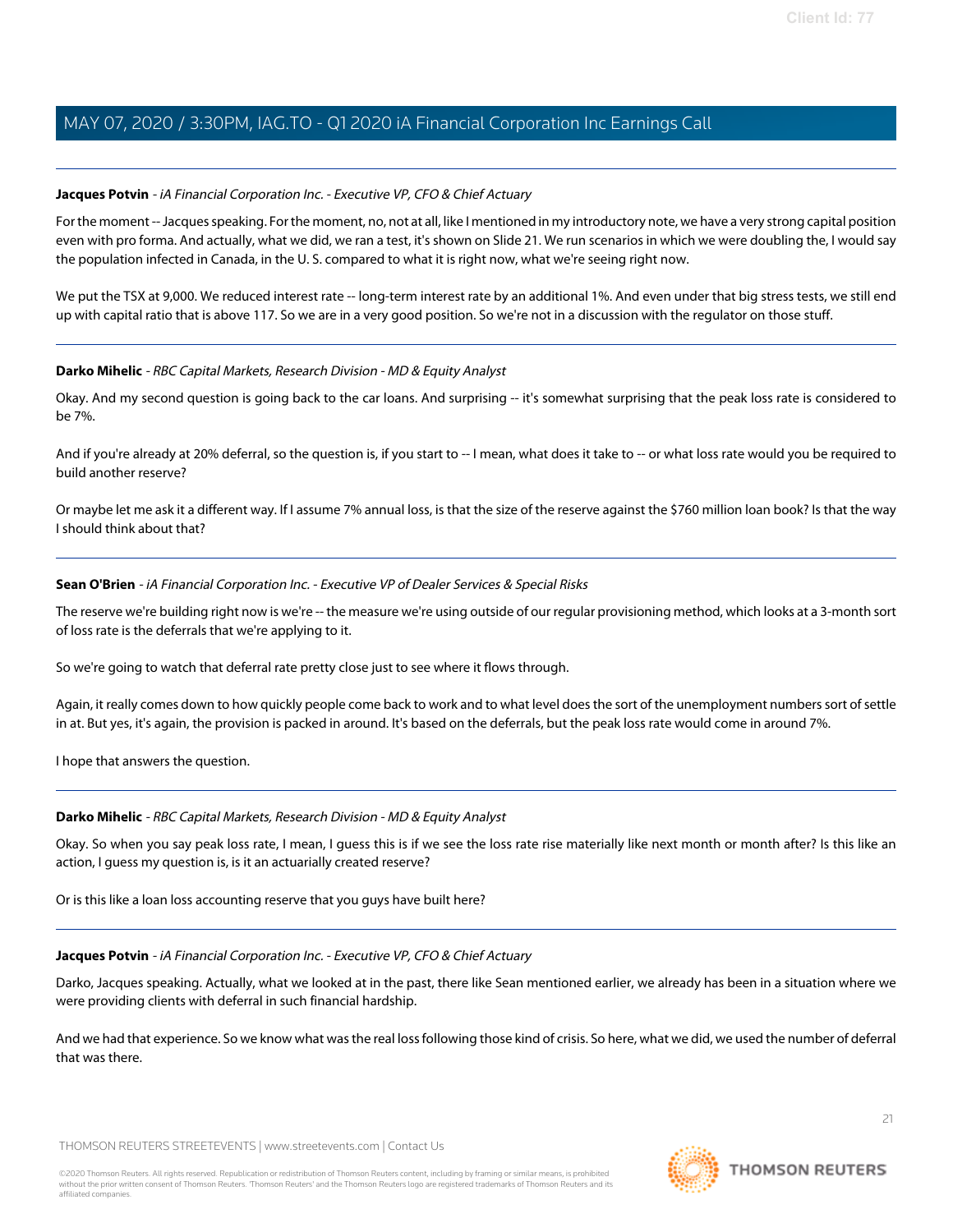**Jacques Potvin** - *iA Financial Corporation Inc. - Executive VP, CFO & Chief Actuary*

For the moment -- Jacques speaking. For the moment, no, not at all, like I mentioned in my introductory note, we have a very strong capital position even with pro forma. And actually, what we did, we ran a test, it's shown on Slide 21. We run scenarios in which we were doubling the, I would say the population infected in Canada, in the U. S. compared to what it is right now, what we're seeing right now.

We put the TSX at 9,000. We reduced interest rate -- long-term interest rate by an additional 1%. And even under that big stress tests, we still end up with capital ratio that is above 117. So we are in a very good position. So we're not in a discussion with the regulator on those stuff.

---

**Darko Mihelic** - *RBC Capital Markets, Research Division - MD & Equity Analyst*

Okay. And my second question is going back to the car loans. And surprising -- it's somewhat surprising that the peak loss rate is considered to be 7%.

And if you're already at 20% deferral, so the question is, if you start to -- I mean, what does it take to -- or what loss rate would you be required to build another reserve?

Or maybe let me ask it a different way. If I assume 7% annual loss, is that the size of the reserve against the $760 million loan book? Is that the way I should think about that?

---

**Sean O'Brien** - *iA Financial Corporation Inc. - Executive VP of Dealer Services & Special Risks*

The reserve we're building right now is we're -- the measure we're using outside of our regular provisioning method, which looks at a 3-month sort of loss rate is the deferrals that we're applying to it.

So we're going to watch that deferral rate pretty close just to see where it flows through.

Again, it really comes down to how quickly people come back to work and to what level does the sort of the unemployment numbers sort of settle in at. But yes, it's again, the provision is packed in around. It's based on the deferrals, but the peak loss rate would come in around 7%.

I hope that answers the question.

---

**Darko Mihelic** - *RBC Capital Markets, Research Division - MD & Equity Analyst*

Okay. So when you say peak loss rate, I mean, I guess this is if we see the loss rate rise materially like next month or month after? Is this like an action, I guess my question is, is it an actuarially created reserve?

Or is this like a loan loss accounting reserve that you guys have built here?

---

**Jacques Potvin** - *iA Financial Corporation Inc. - Executive VP, CFO & Chief Actuary*

Darko, Jacques speaking. Actually, what we looked at in the past, there like Sean mentioned earlier, we already has been in a situation where we were providing clients with deferral in such financial hardship.

And we had that experience. So we know what was the real loss following those kind of crisis. So here, what we did, we used the number of deferral that was there.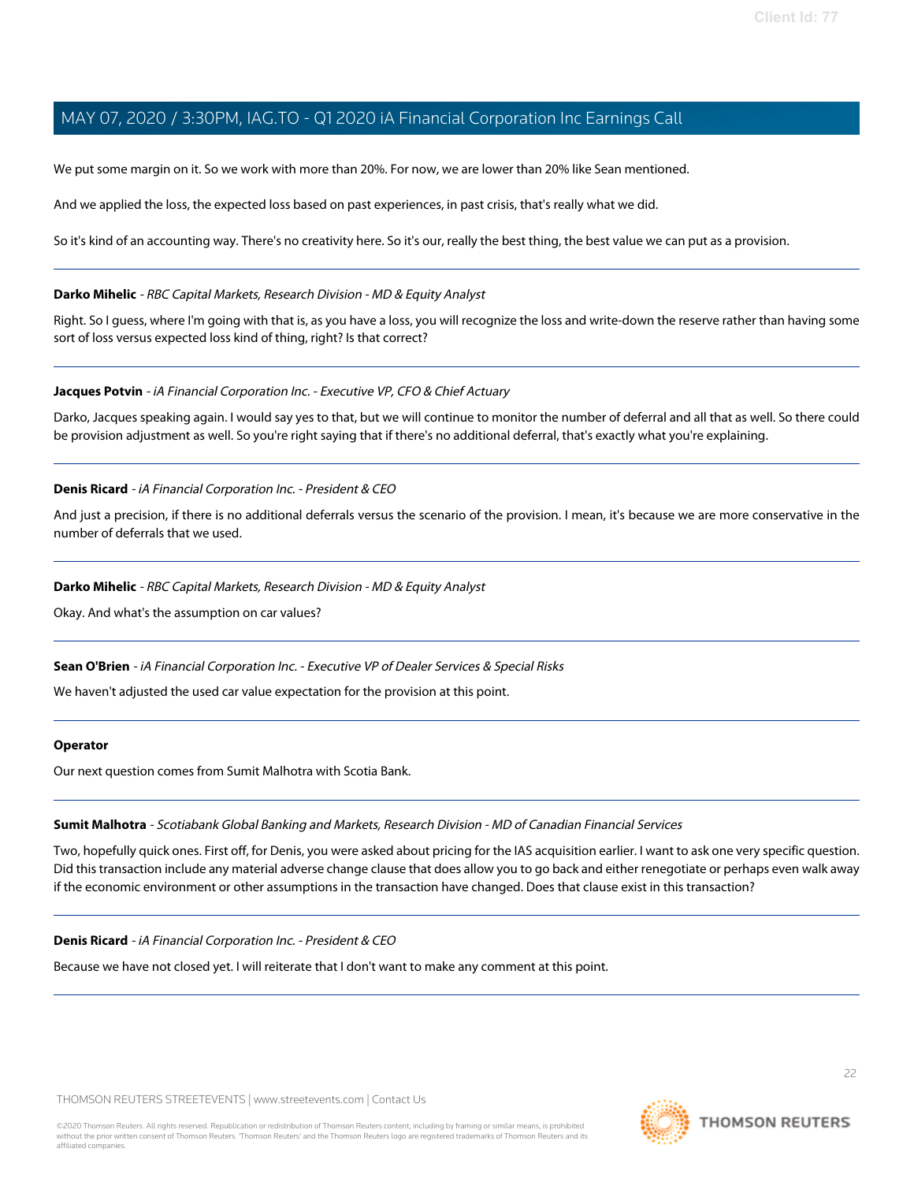We put some margin on it. So we work with more than 20%. For now, we are lower than 20% like Sean mentioned.

And we applied the loss, the expected loss based on past experiences, in past crisis, that's really what we did.

So it's kind of an accounting way. There's no creativity here. So it's our, really the best thing, the best value we can put as a provision.

---

**Darko Mihelic** - *RBC Capital Markets, Research Division - MD & Equity Analyst*

Right. So I guess, where I'm going with that is, as you have a loss, you will recognize the loss and write-down the reserve rather than having some sort of loss versus expected loss kind of thing, right? Is that correct?

---

**Jacques Potvin** - *iA Financial Corporation Inc. - Executive VP, CFO & Chief Actuary*

Darko, Jacques speaking again. I would say yes to that, but we will continue to monitor the number of deferral and all that as well. So there could be provision adjustment as well. So you're right saying that if there's no additional deferral, that's exactly what you're explaining.

---

**Denis Ricard** - *iA Financial Corporation Inc. - President & CEO*

And just a precision, if there is no additional deferrals versus the scenario of the provision. I mean, it's because we are more conservative in the number of deferrals that we used.

---

**Darko Mihelic** - *RBC Capital Markets, Research Division - MD & Equity Analyst*

Okay. And what's the assumption on car values?

---

**Sean O'Brien** - *iA Financial Corporation Inc. - Executive VP of Dealer Services & Special Risks*

We haven't adjusted the used car value expectation for the provision at this point.

---

**Operator**

Our next question comes from Sumit Malhotra with Scotia Bank.

---

**Sumit Malhotra** - *Scotiabank Global Banking and Markets, Research Division - MD of Canadian Financial Services*

Two, hopefully quick ones. First off, for Denis, you were asked about pricing for the IAS acquisition earlier. I want to ask one very specific question. Did this transaction include any material adverse change clause that does allow you to go back and either renegotiate or perhaps even walk away if the economic environment or other assumptions in the transaction have changed. Does that clause exist in this transaction?

---

**Denis Ricard** - *iA Financial Corporation Inc. - President & CEO*

Because we have not closed yet. I will reiterate that I don't want to make any comment at this point.

---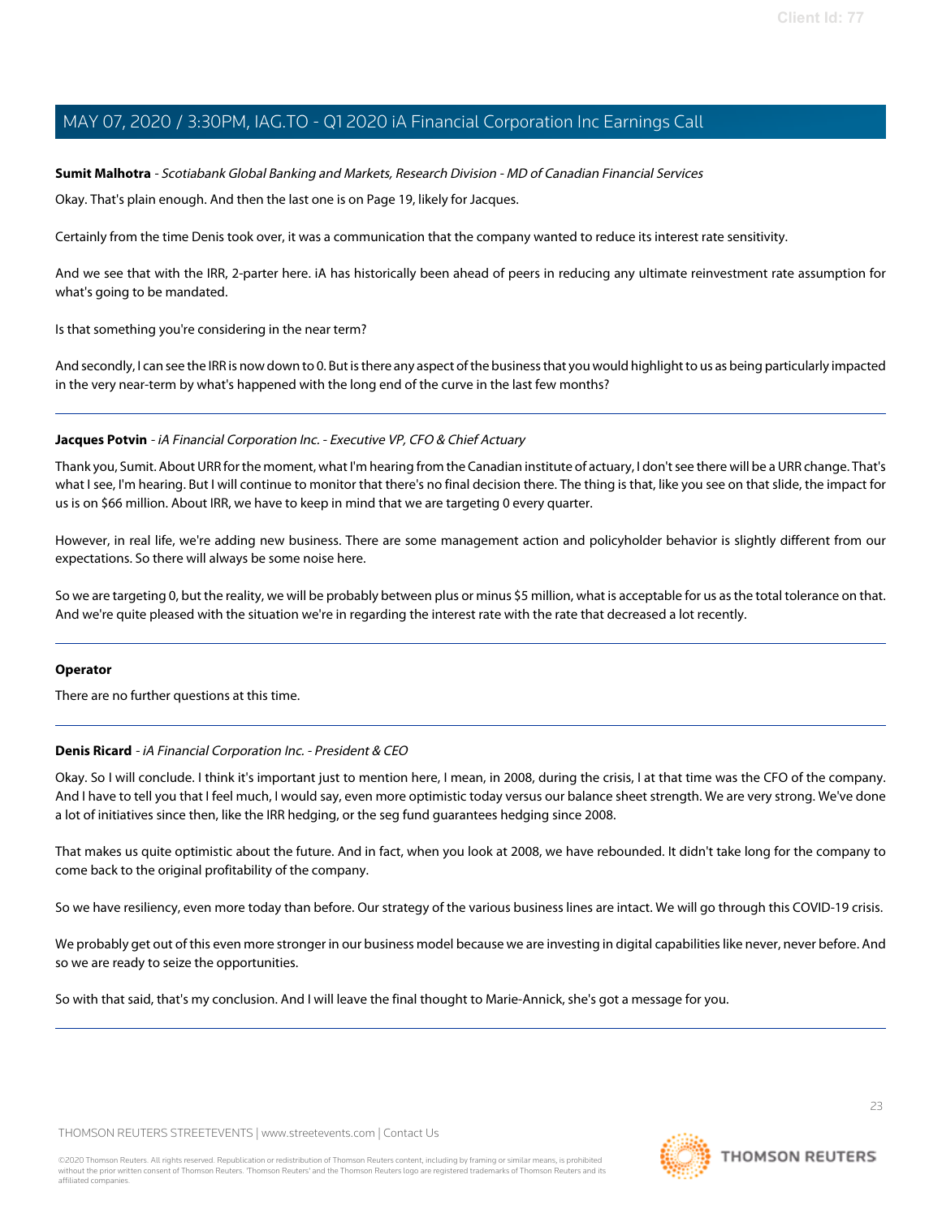**Sumit Malhotra** - *Scotiabank Global Banking and Markets, Research Division - MD of Canadian Financial Services*

Okay. That's plain enough. And then the last one is on Page 19, likely for Jacques.

Certainly from the time Denis took over, it was a communication that the company wanted to reduce its interest rate sensitivity.

And we see that with the IRR, 2-parter here. iA has historically been ahead of peers in reducing any ultimate reinvestment rate assumption for what's going to be mandated.

Is that something you're considering in the near term?

And secondly, I can see the IRR is now down to 0. But is there any aspect of the business that you would highlight to us as being particularly impacted in the very near-term by what's happened with the long end of the curve in the last few months?

---

**Jacques Potvin** - *iA Financial Corporation Inc. - Executive VP, CFO & Chief Actuary*

Thank you, Sumit. About URR for the moment, what I'm hearing from the Canadian institute of actuary, I don't see there will be a URR change. That's what I see, I'm hearing. But I will continue to monitor that there's no final decision there. The thing is that, like you see on that slide, the impact for us is on $66 million. About IRR, we have to keep in mind that we are targeting 0 every quarter.

However, in real life, we're adding new business. There are some management action and policyholder behavior is slightly different from our expectations. So there will always be some noise here.

So we are targeting 0, but the reality, we will be probably between plus or minus $5 million, what is acceptable for us as the total tolerance on that. And we're quite pleased with the situation we're in regarding the interest rate with the rate that decreased a lot recently.

---

**Operator**

There are no further questions at this time.

---

**Denis Ricard** - *iA Financial Corporation Inc. - President & CEO*

Okay. So I will conclude. I think it's important just to mention here, I mean, in 2008, during the crisis, I at that time was the CFO of the company. And I have to tell you that I feel much, I would say, even more optimistic today versus our balance sheet strength. We are very strong. We've done a lot of initiatives since then, like the IRR hedging, or the seg fund guarantees hedging since 2008.

That makes us quite optimistic about the future. And in fact, when you look at 2008, we have rebounded. It didn't take long for the company to come back to the original profitability of the company.

So we have resiliency, even more today than before. Our strategy of the various business lines are intact. We will go through this COVID-19 crisis.

We probably get out of this even more stronger in our business model because we are investing in digital capabilities like never, never before. And so we are ready to seize the opportunities.

So with that said, that's my conclusion. And I will leave the final thought to Marie-Annick, she's got a message for you.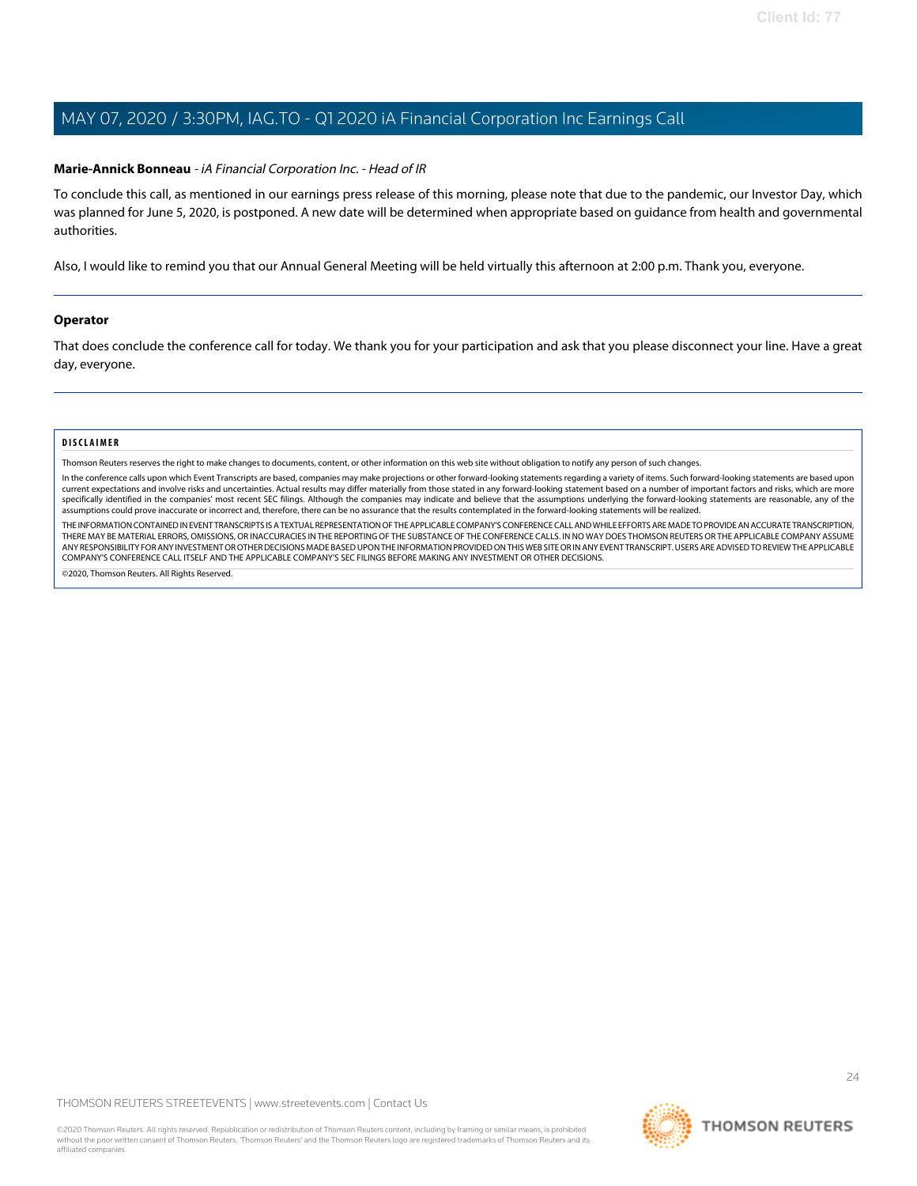**Marie-Annick Bonneau** - *iA Financial Corporation Inc. - Head of IR*

To conclude this call, as mentioned in our earnings press release of this morning, please note that due to the pandemic, our Investor Day, which was planned for June 5, 2020, is postponed. A new date will be determined when appropriate based on guidance from health and governmental authorities.

Also, I would like to remind you that our Annual General Meeting will be held virtually this afternoon at 2:00 p.m. Thank you, everyone.

---

**Operator**

That does conclude the conference call for today. We thank you for your participation and ask that you please disconnect your line. Have a great day, everyone.

---

**DISCLAIMER**

Thomson Reuters reserves the right to make changes to documents, content, or other information on this web site without obligation to notify any person of such changes.

In the conference calls upon which Event Transcripts are based, companies may make projections or other forward-looking statements regarding a variety of items. Such forward-looking statements are based upon current expectations and involve risks and uncertainties. Actual results may differ materially from those stated in any forward-looking statement based on a number of important factors and risks, which are more specifically identified in the companies' most recent SEC filings. Although the companies may indicate and believe that the assumptions underlying the forward-looking statements are reasonable, any of the assumptions could prove inaccurate or incorrect and, therefore, there can be no assurance that the results contemplated in the forward-looking statements will be realized.

THE INFORMATION CONTAINED IN EVENT TRANSCRIPTS IS A TEXTUAL REPRESENTATION OF THE APPLICABLE COMPANY'S CONFERENCE CALL AND WHILE EFFORTS ARE MADE TO PROVIDE AN ACCURATE TRANSCRIPTION, THERE MAY BE MATERIAL ERRORS, OMISSIONS, OR INACCURACIES IN THE REPORTING OF THE SUBSTANCE OF THE CONFERENCE CALLS. IN NO WAY DOES THOMSON REUTERS OR THE APPLICABLE COMPANY ASSUME ANY RESPONSIBILITY FOR ANY INVESTMENT OR OTHER DECISIONS MADE BASED UPON THE INFORMATION PROVIDED ON THIS WEB SITE OR IN ANY EVENT TRANSCRIPT. USERS ARE ADVISED TO REVIEW THE APPLICABLE COMPANY'S CONFERENCE CALL ITSELF AND THE APPLICABLE COMPANY'S SEC FILINGS BEFORE MAKING ANY INVESTMENT OR OTHER DECISIONS.

©2020, Thomson Reuters. All Rights Reserved.